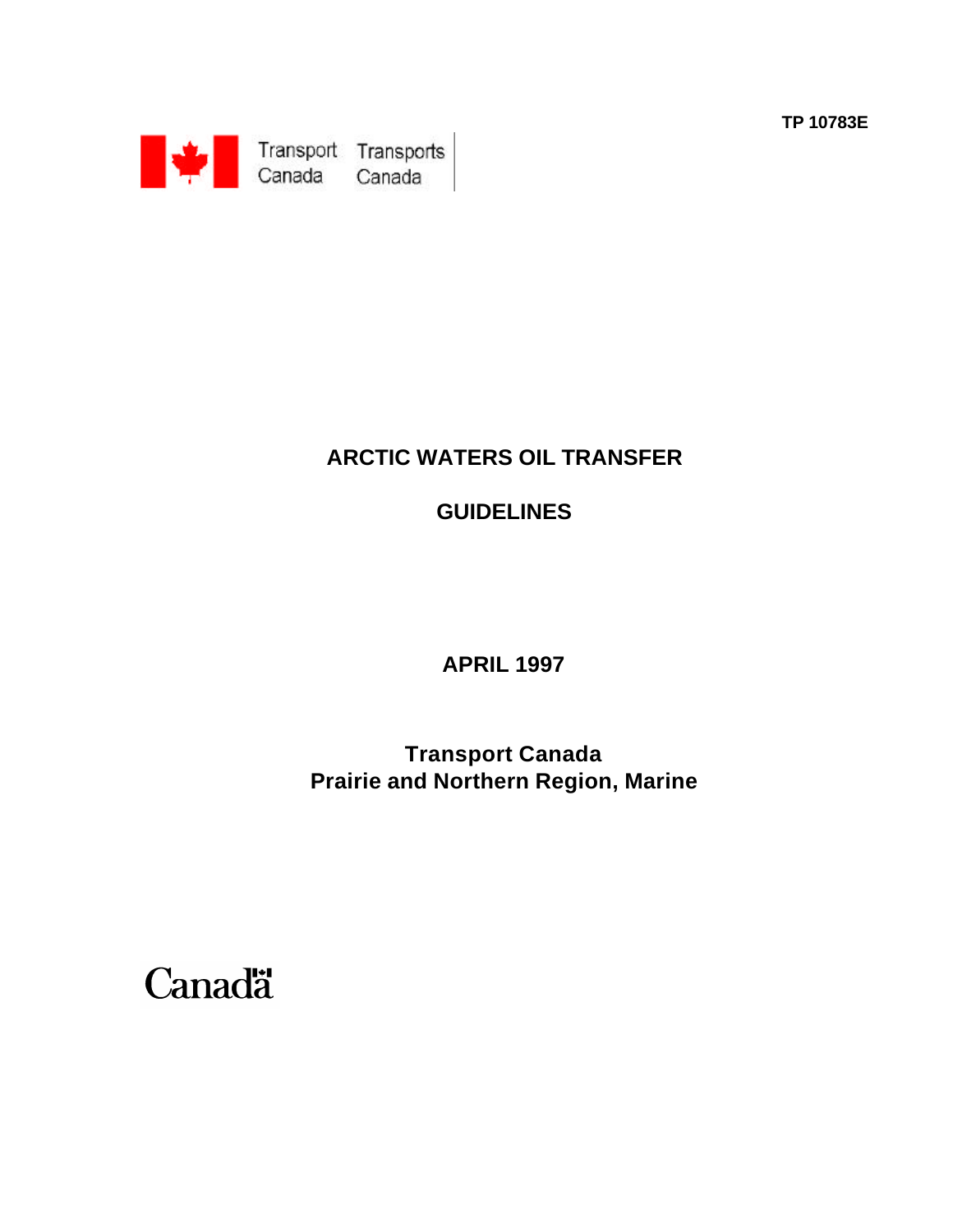TP 10783E

Transport Canada Transports Canada

# ARCTIC WATERS OIL TRANSFER

# GUIDELINES

**APRIL 1997**

**Transport Canada**
**Prairie and Northern Region, Marine**

Canadä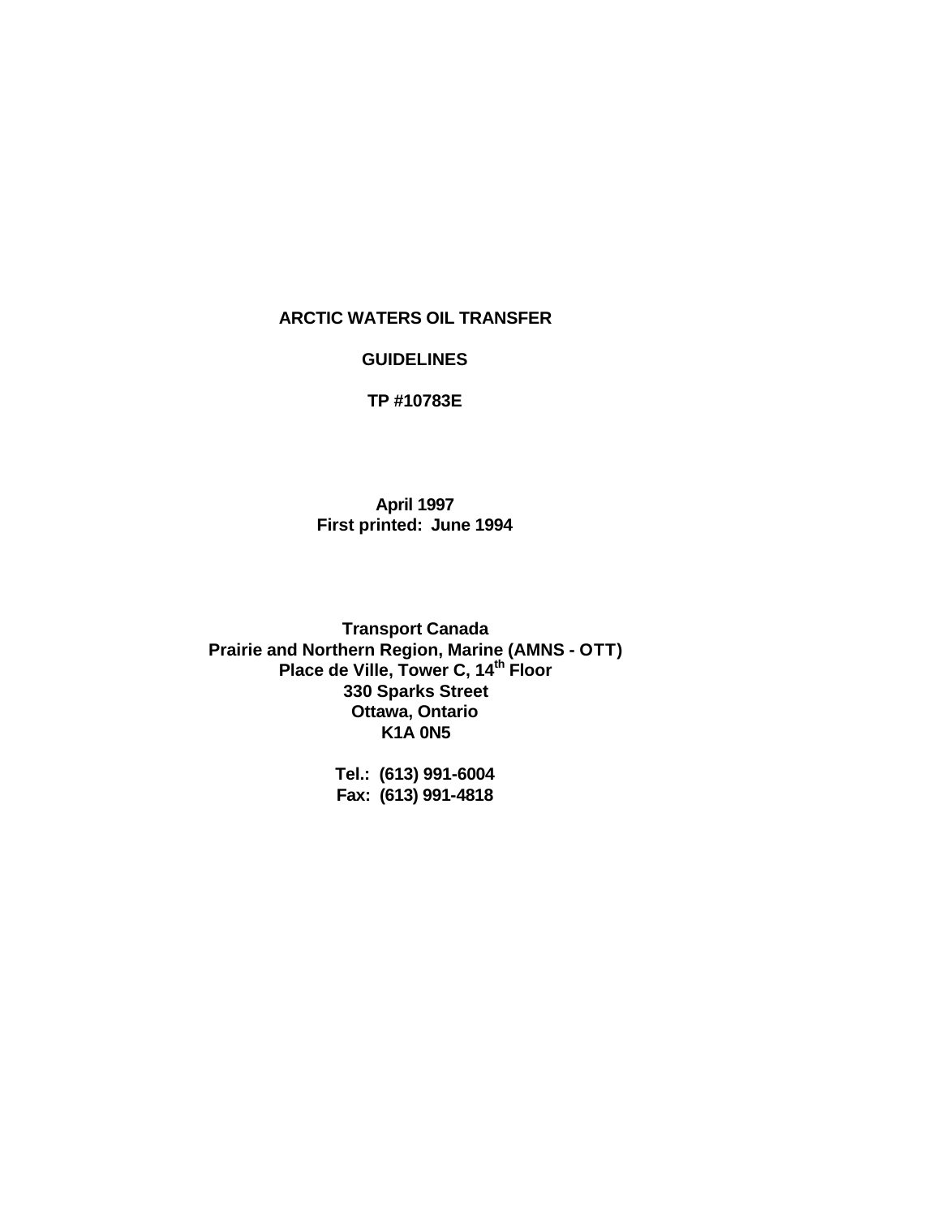# ARCTIC WATERS OIL TRANSFER

# GUIDELINES

**TP #10783E**

**April 1997**
**First printed: June 1994**

**Transport Canada**
**Prairie and Northern Region, Marine (AMNS - OTT)**
**Place de Ville, Tower C, 14th Floor**
**330 Sparks Street**
**Ottawa, Ontario**
**K1A 0N5**

**Tel.: (613) 991-6004**
**Fax: (613) 991-4818**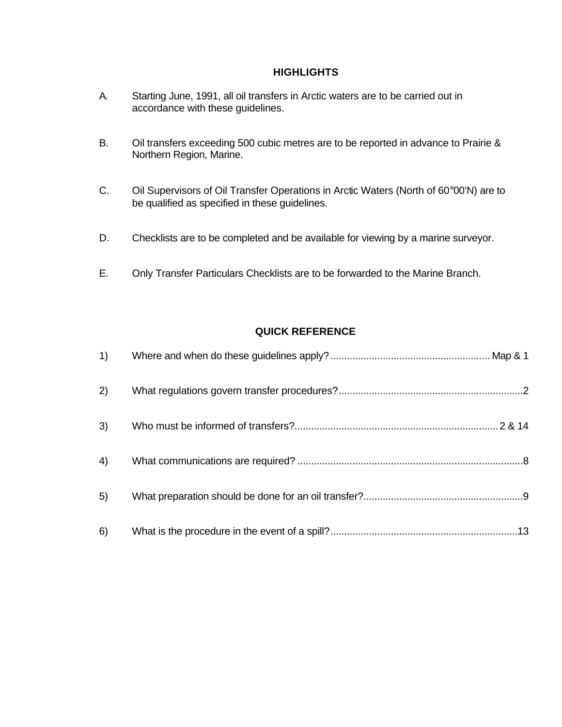## HIGHLIGHTS

A. Starting June, 1991, all oil transfers in Arctic waters are to be carried out in accordance with these guidelines.

B. Oil transfers exceeding 500 cubic metres are to be reported in advance to Prairie & Northern Region, Marine.

C. Oil Supervisors of Oil Transfer Operations in Arctic Waters (North of 60°00'N) are to be qualified as specified in these guidelines.

D. Checklists are to be completed and be available for viewing by a marine surveyor.

E. Only Transfer Particulars Checklists are to be forwarded to the Marine Branch.

## QUICK REFERENCE

1) Where and when do these guidelines apply? ........................................................ Map & 1

2) What regulations govern transfer procedures? ..................................................................2

3) Who must be informed of transfers? ......................................................................... 2 & 14

4) What communications are required? .................................................................................8

5) What preparation should be done for an oil transfer? .........................................................9

6) What is the procedure in the event of a spill? ...................................................................13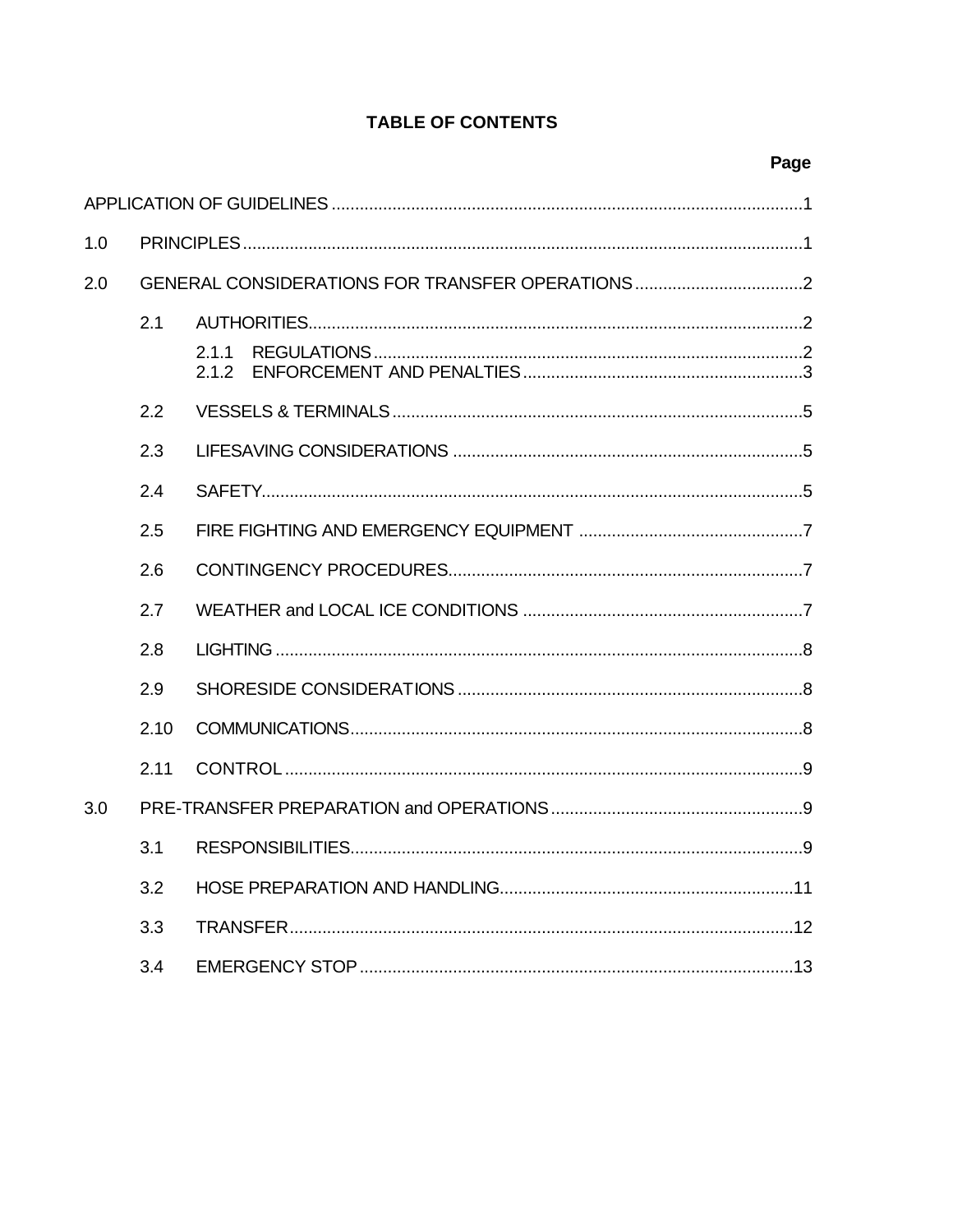# TABLE OF CONTENTS

| | | | Page |
|---|---|---|---|
| APPLICATION OF GUIDELINES | | | 1 |
| 1.0 | PRINCIPLES | | 1 |
| 2.0 | GENERAL CONSIDERATIONS FOR TRANSFER OPERATIONS | | 2 |
| | 2.1 | AUTHORITIES | 2 |
| | | 2.1.1 REGULATIONS | 2 |
| | | 2.1.2 ENFORCEMENT AND PENALTIES | 3 |
| | 2.2 | VESSELS & TERMINALS | 5 |
| | 2.3 | LIFESAVING CONSIDERATIONS | 5 |
| | 2.4 | SAFETY | 5 |
| | 2.5 | FIRE FIGHTING AND EMERGENCY EQUIPMENT | 7 |
| | 2.6 | CONTINGENCY PROCEDURES | 7 |
| | 2.7 | WEATHER and LOCAL ICE CONDITIONS | 7 |
| | 2.8 | LIGHTING | 8 |
| | 2.9 | SHORESIDE CONSIDERATIONS | 8 |
| | 2.10 | COMMUNICATIONS | 8 |
| | 2.11 | CONTROL | 9 |
| 3.0 | PRE-TRANSFER PREPARATION and OPERATIONS | | 9 |
| | 3.1 | RESPONSIBILITIES | 9 |
| | 3.2 | HOSE PREPARATION AND HANDLING | 11 |
| | 3.3 | TRANSFER | 12 |
| | 3.4 | EMERGENCY STOP | 13 |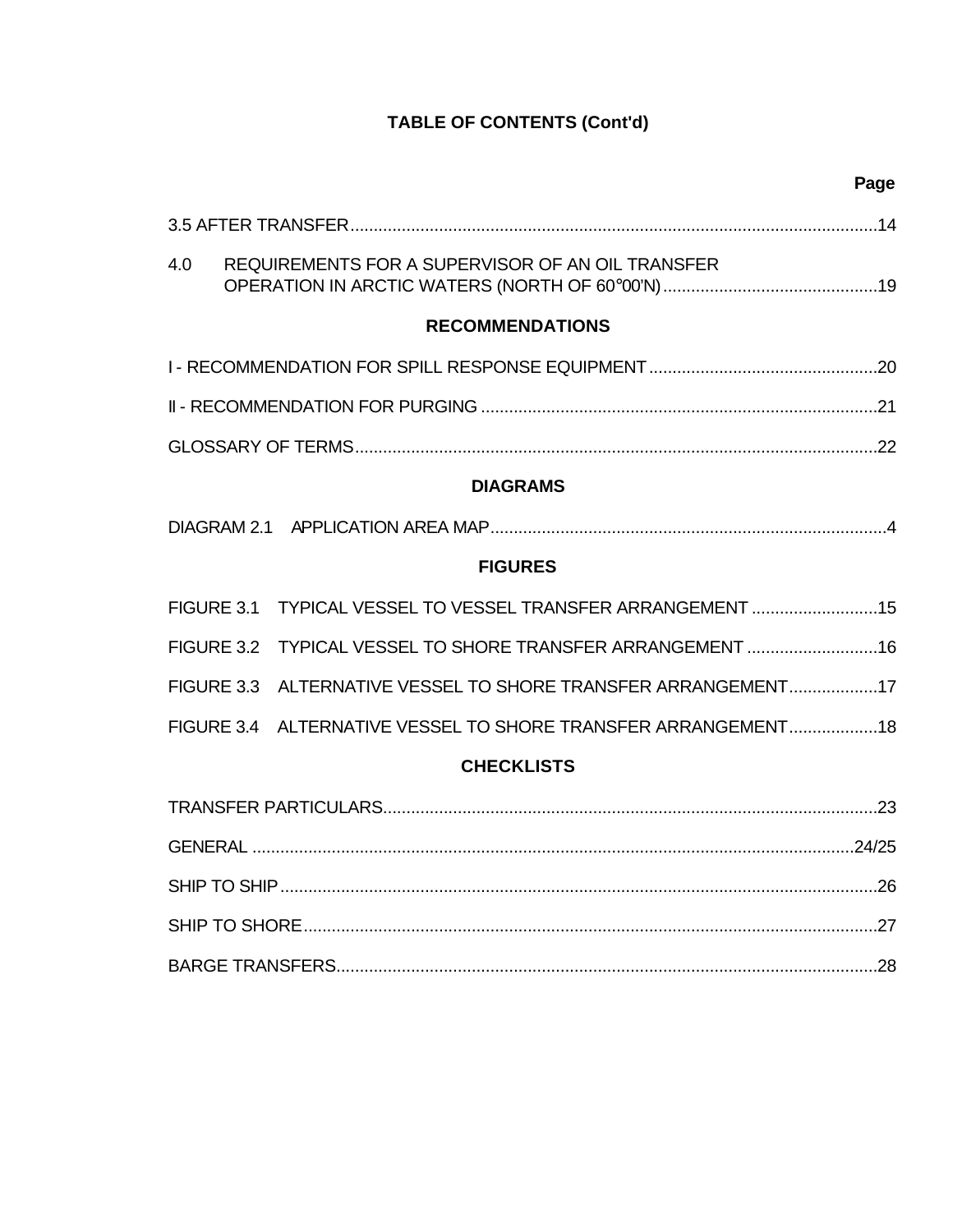**TABLE OF CONTENTS (Cont'd)**

| | Page |
|---|---|
| 3.5 AFTER TRANSFER | 14 |
| 4.0 REQUIREMENTS FOR A SUPERVISOR OF AN OIL TRANSFER OPERATION IN ARCTIC WATERS (NORTH OF 60°00'N) | 19 |

**RECOMMENDATIONS**

| | |
|---|---|
| I - RECOMMENDATION FOR SPILL RESPONSE EQUIPMENT | 20 |
| II - RECOMMENDATION FOR PURGING | 21 |
| GLOSSARY OF TERMS | 22 |

**DIAGRAMS**

| | |
|---|---|
| DIAGRAM 2.1 APPLICATION AREA MAP | 4 |

**FIGURES**

| | |
|---|---|
| FIGURE 3.1 TYPICAL VESSEL TO VESSEL TRANSFER ARRANGEMENT | 15 |
| FIGURE 3.2 TYPICAL VESSEL TO SHORE TRANSFER ARRANGEMENT | 16 |
| FIGURE 3.3 ALTERNATIVE VESSEL TO SHORE TRANSFER ARRANGEMENT | 17 |
| FIGURE 3.4 ALTERNATIVE VESSEL TO SHORE TRANSFER ARRANGEMENT | 18 |

**CHECKLISTS**

| | |
|---|---|
| TRANSFER PARTICULARS | 23 |
| GENERAL | 24/25 |
| SHIP TO SHIP | 26 |
| SHIP TO SHORE | 27 |
| BARGE TRANSFERS | 28 |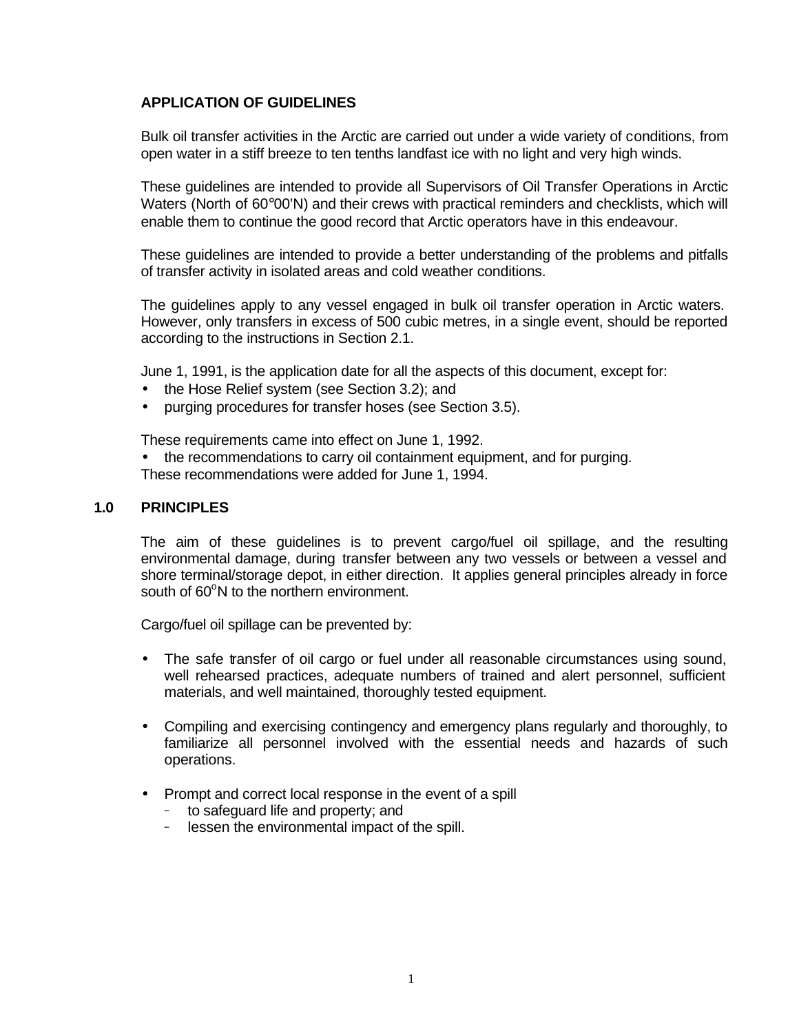## APPLICATION OF GUIDELINES

Bulk oil transfer activities in the Arctic are carried out under a wide variety of conditions, from open water in a stiff breeze to ten tenths landfast ice with no light and very high winds.

These guidelines are intended to provide all Supervisors of Oil Transfer Operations in Arctic Waters (North of 60°00'N) and their crews with practical reminders and checklists, which will enable them to continue the good record that Arctic operators have in this endeavour.

These guidelines are intended to provide a better understanding of the problems and pitfalls of transfer activity in isolated areas and cold weather conditions.

The guidelines apply to any vessel engaged in bulk oil transfer operation in Arctic waters. However, only transfers in excess of 500 cubic metres, in a single event, should be reported according to the instructions in Section 2.1.

June 1, 1991, is the application date for all the aspects of this document, except for:

- the Hose Relief system (see Section 3.2); and
- purging procedures for transfer hoses (see Section 3.5).

These requirements came into effect on June 1, 1992.

- the recommendations to carry oil containment equipment, and for purging.

These recommendations were added for June 1, 1994.

## 1.0 PRINCIPLES

The aim of these guidelines is to prevent cargo/fuel oil spillage, and the resulting environmental damage, during transfer between any two vessels or between a vessel and shore terminal/storage depot, in either direction. It applies general principles already in force south of 60°N to the northern environment.

Cargo/fuel oil spillage can be prevented by:

- The safe transfer of oil cargo or fuel under all reasonable circumstances using sound, well rehearsed practices, adequate numbers of trained and alert personnel, sufficient materials, and well maintained, thoroughly tested equipment.

- Compiling and exercising contingency and emergency plans regularly and thoroughly, to familiarize all personnel involved with the essential needs and hazards of such operations.

- Prompt and correct local response in the event of a spill
  - to safeguard life and property; and
  - lessen the environmental impact of the spill.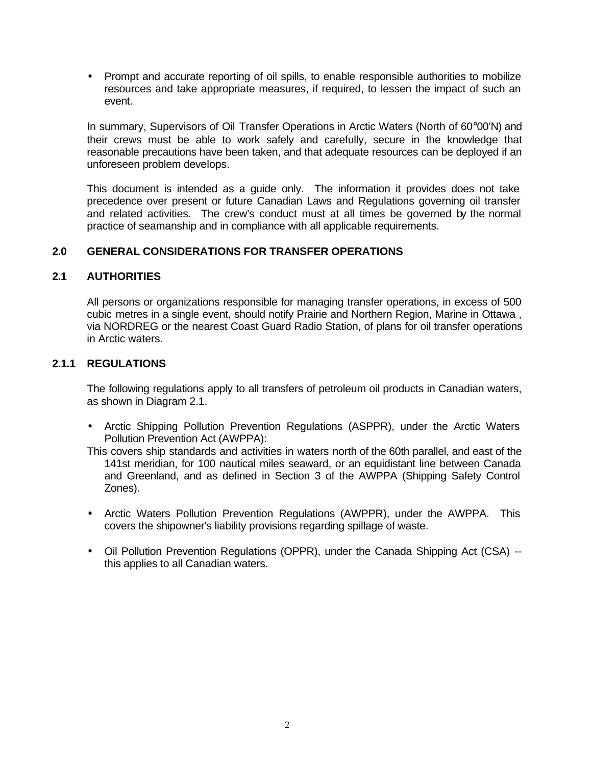- Prompt and accurate reporting of oil spills, to enable responsible authorities to mobilize resources and take appropriate measures, if required, to lessen the impact of such an event.

In summary, Supervisors of Oil Transfer Operations in Arctic Waters (North of 60°00'N) and their crews must be able to work safely and carefully, secure in the knowledge that reasonable precautions have been taken, and that adequate resources can be deployed if an unforeseen problem develops.

This document is intended as a guide only. The information it provides does not take precedence over present or future Canadian Laws and Regulations governing oil transfer and related activities. The crew's conduct must at all times be governed by the normal practice of seamanship and in compliance with all applicable requirements.

## 2.0 GENERAL CONSIDERATIONS FOR TRANSFER OPERATIONS

### 2.1 AUTHORITIES

All persons or organizations responsible for managing transfer operations, in excess of 500 cubic metres in a single event, should notify Prairie and Northern Region, Marine in Ottawa , via NORDREG or the nearest Coast Guard Radio Station, of plans for oil transfer operations in Arctic waters.

### 2.1.1 REGULATIONS

The following regulations apply to all transfers of petroleum oil products in Canadian waters, as shown in Diagram 2.1.

- Arctic Shipping Pollution Prevention Regulations (ASPPR), under the Arctic Waters Pollution Prevention Act (AWPPA):

This covers ship standards and activities in waters north of the 60th parallel, and east of the 141st meridian, for 100 nautical miles seaward, or an equidistant line between Canada and Greenland, and as defined in Section 3 of the AWPPA (Shipping Safety Control Zones).

- Arctic Waters Pollution Prevention Regulations (AWPPR), under the AWPPA. This covers the shipowner's liability provisions regarding spillage of waste.

- Oil Pollution Prevention Regulations (OPPR), under the Canada Shipping Act (CSA) -- this applies to all Canadian waters.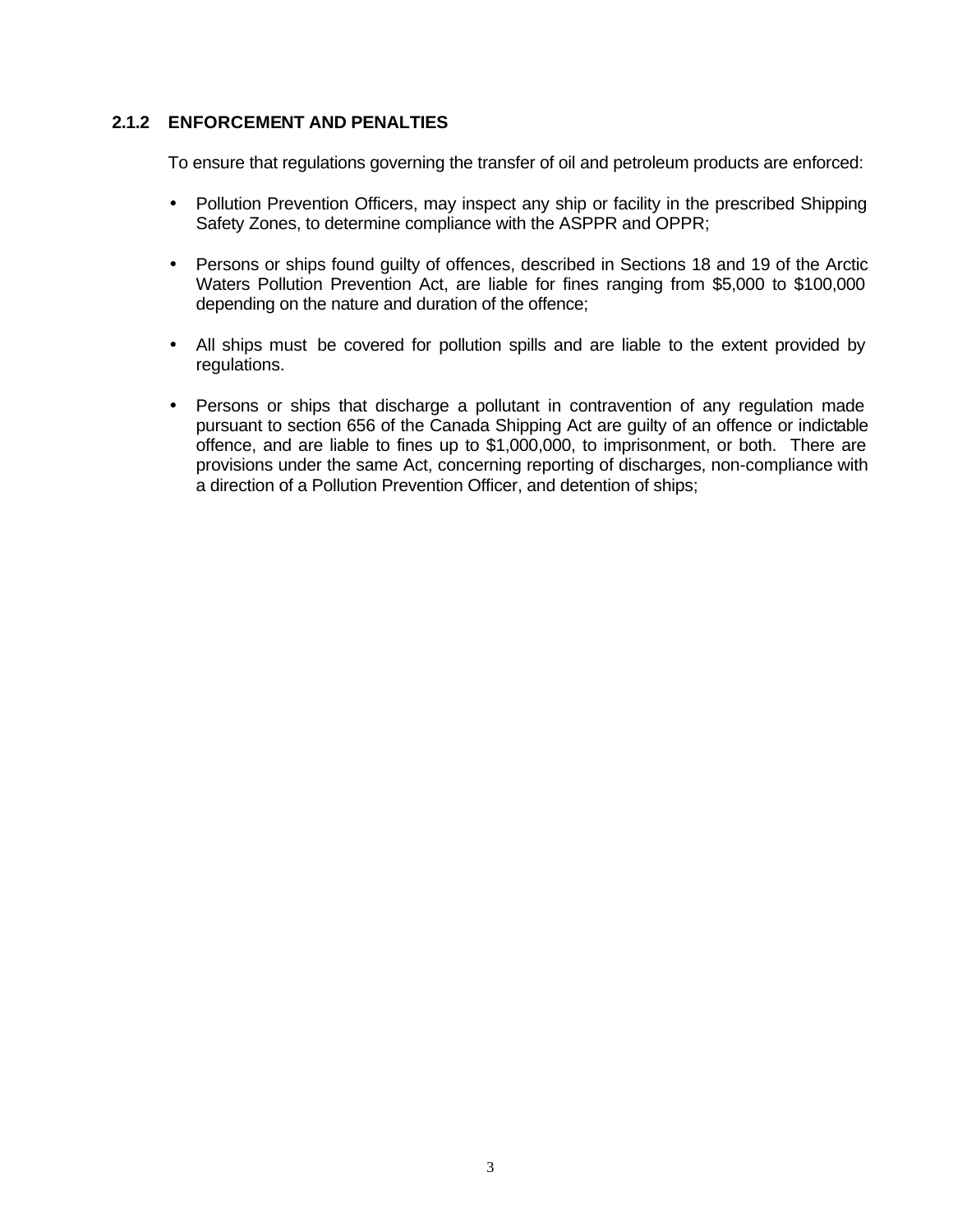### 2.1.2 ENFORCEMENT AND PENALTIES

To ensure that regulations governing the transfer of oil and petroleum products are enforced:

- Pollution Prevention Officers, may inspect any ship or facility in the prescribed Shipping Safety Zones, to determine compliance with the ASPPR and OPPR;
- Persons or ships found guilty of offences, described in Sections 18 and 19 of the Arctic Waters Pollution Prevention Act, are liable for fines ranging from $5,000 to $100,000 depending on the nature and duration of the offence;
- All ships must be covered for pollution spills and are liable to the extent provided by regulations.
- Persons or ships that discharge a pollutant in contravention of any regulation made pursuant to section 656 of the Canada Shipping Act are guilty of an offence or indictable offence, and are liable to fines up to $1,000,000, to imprisonment, or both. There are provisions under the same Act, concerning reporting of discharges, non-compliance with a direction of a Pollution Prevention Officer, and detention of ships;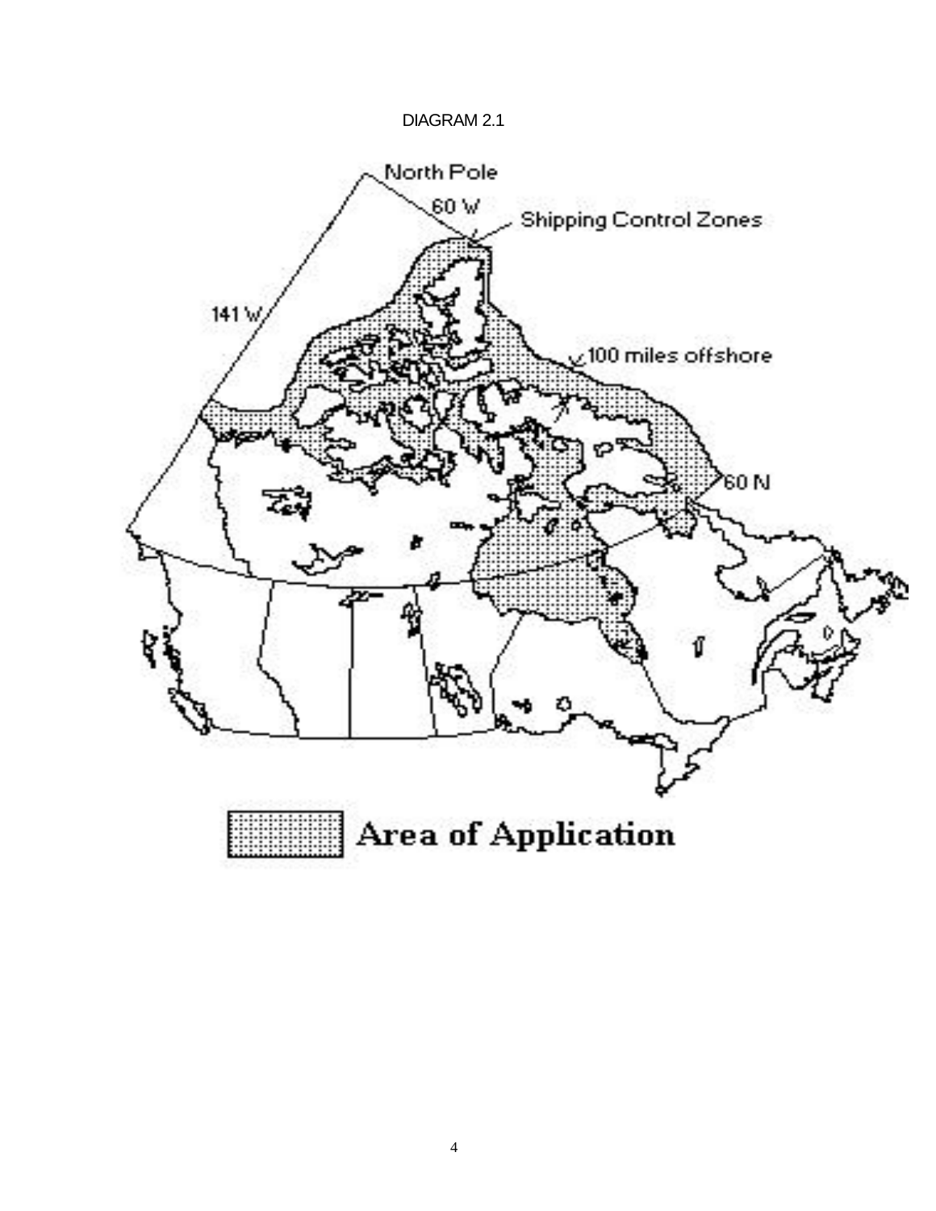DIAGRAM 2.1

North Pole

60 W

Shipping Control Zones

141 W

100 miles offshore

60 N

Area of Application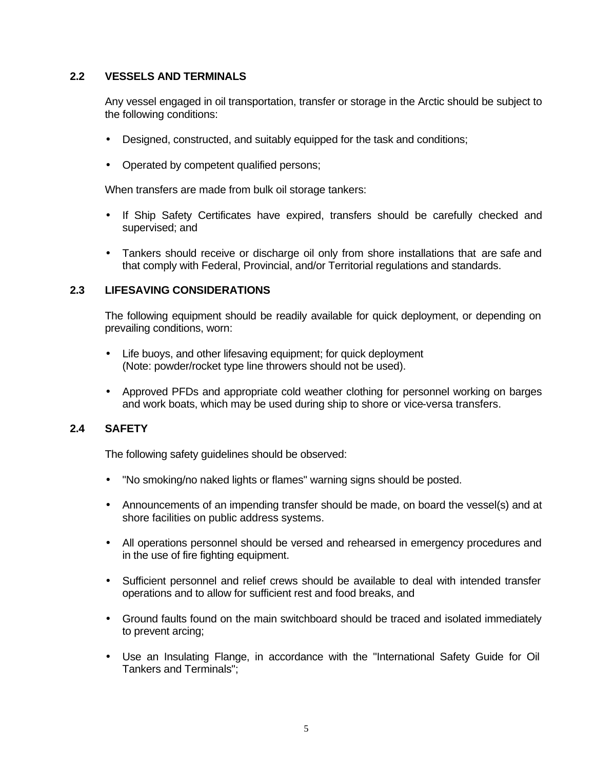## 2.2 VESSELS AND TERMINALS

Any vessel engaged in oil transportation, transfer or storage in the Arctic should be subject to the following conditions:

- Designed, constructed, and suitably equipped for the task and conditions;
- Operated by competent qualified persons;

When transfers are made from bulk oil storage tankers:

- If Ship Safety Certificates have expired, transfers should be carefully checked and supervised; and
- Tankers should receive or discharge oil only from shore installations that are safe and that comply with Federal, Provincial, and/or Territorial regulations and standards.

## 2.3 LIFESAVING CONSIDERATIONS

The following equipment should be readily available for quick deployment, or depending on prevailing conditions, worn:

- Life buoys, and other lifesaving equipment; for quick deployment (Note: powder/rocket type line throwers should not be used).
- Approved PFDs and appropriate cold weather clothing for personnel working on barges and work boats, which may be used during ship to shore or vice-versa transfers.

## 2.4 SAFETY

The following safety guidelines should be observed:

- "No smoking/no naked lights or flames" warning signs should be posted.
- Announcements of an impending transfer should be made, on board the vessel(s) and at shore facilities on public address systems.
- All operations personnel should be versed and rehearsed in emergency procedures and in the use of fire fighting equipment.
- Sufficient personnel and relief crews should be available to deal with intended transfer operations and to allow for sufficient rest and food breaks, and
- Ground faults found on the main switchboard should be traced and isolated immediately to prevent arcing;
- Use an Insulating Flange, in accordance with the "International Safety Guide for Oil Tankers and Terminals";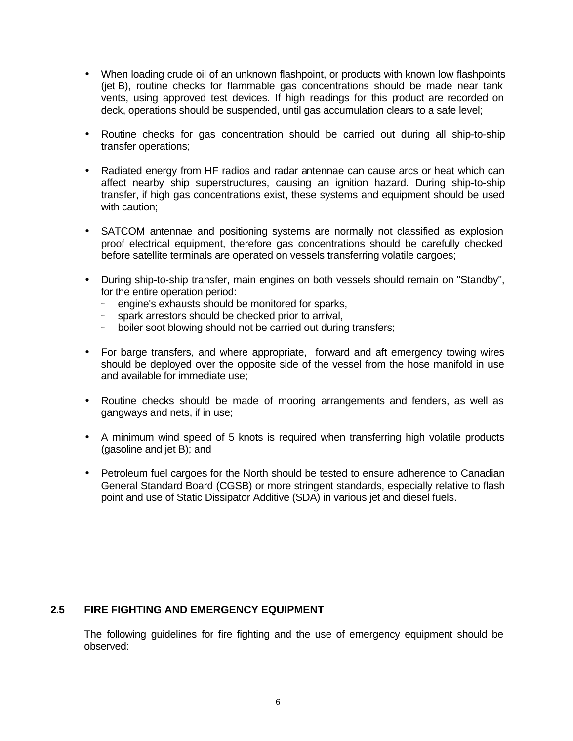- When loading crude oil of an unknown flashpoint, or products with known low flashpoints (jet B), routine checks for flammable gas concentrations should be made near tank vents, using approved test devices. If high readings for this product are recorded on deck, operations should be suspended, until gas accumulation clears to a safe level;

- Routine checks for gas concentration should be carried out during all ship-to-ship transfer operations;

- Radiated energy from HF radios and radar antennae can cause arcs or heat which can affect nearby ship superstructures, causing an ignition hazard. During ship-to-ship transfer, if high gas concentrations exist, these systems and equipment should be used with caution;

- SATCOM antennae and positioning systems are normally not classified as explosion proof electrical equipment, therefore gas concentrations should be carefully checked before satellite terminals are operated on vessels transferring volatile cargoes;

- During ship-to-ship transfer, main engines on both vessels should remain on "Standby", for the entire operation period:
  - engine's exhausts should be monitored for sparks,
  - spark arrestors should be checked prior to arrival,
  - boiler soot blowing should not be carried out during transfers;

- For barge transfers, and where appropriate, forward and aft emergency towing wires should be deployed over the opposite side of the vessel from the hose manifold in use and available for immediate use;

- Routine checks should be made of mooring arrangements and fenders, as well as gangways and nets, if in use;

- A minimum wind speed of 5 knots is required when transferring high volatile products (gasoline and jet B); and

- Petroleum fuel cargoes for the North should be tested to ensure adherence to Canadian General Standard Board (CGSB) or more stringent standards, especially relative to flash point and use of Static Dissipator Additive (SDA) in various jet and diesel fuels.

## 2.5 FIRE FIGHTING AND EMERGENCY EQUIPMENT

The following guidelines for fire fighting and the use of emergency equipment should be observed: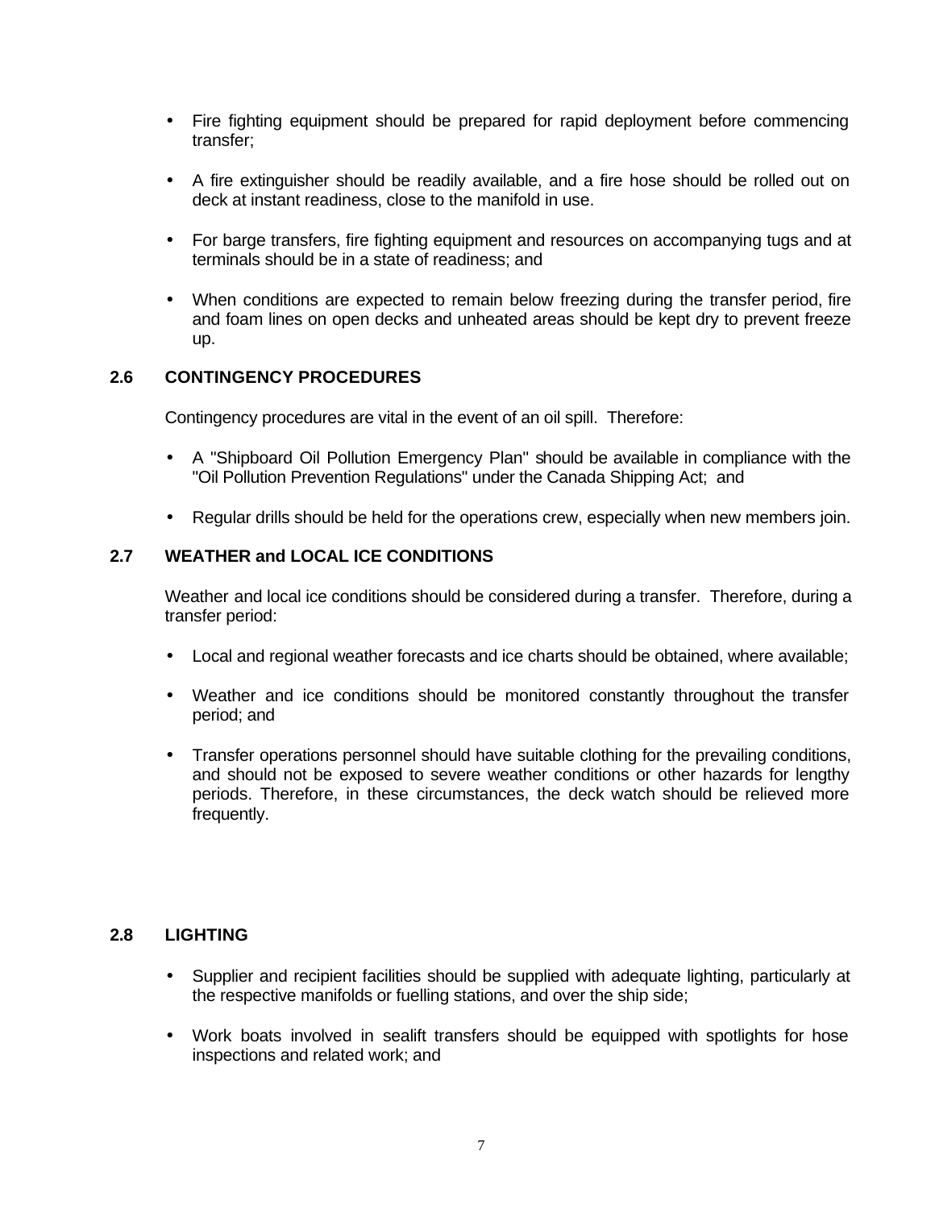- Fire fighting equipment should be prepared for rapid deployment before commencing transfer;

- A fire extinguisher should be readily available, and a fire hose should be rolled out on deck at instant readiness, close to the manifold in use.

- For barge transfers, fire fighting equipment and resources on accompanying tugs and at terminals should be in a state of readiness; and

- When conditions are expected to remain below freezing during the transfer period, fire and foam lines on open decks and unheated areas should be kept dry to prevent freeze up.

## 2.6 CONTINGENCY PROCEDURES

Contingency procedures are vital in the event of an oil spill. Therefore:

- A "Shipboard Oil Pollution Emergency Plan" should be available in compliance with the "Oil Pollution Prevention Regulations" under the Canada Shipping Act; and

- Regular drills should be held for the operations crew, especially when new members join.

## 2.7 WEATHER and LOCAL ICE CONDITIONS

Weather and local ice conditions should be considered during a transfer. Therefore, during a transfer period:

- Local and regional weather forecasts and ice charts should be obtained, where available;

- Weather and ice conditions should be monitored constantly throughout the transfer period; and

- Transfer operations personnel should have suitable clothing for the prevailing conditions, and should not be exposed to severe weather conditions or other hazards for lengthy periods. Therefore, in these circumstances, the deck watch should be relieved more frequently.

## 2.8 LIGHTING

- Supplier and recipient facilities should be supplied with adequate lighting, particularly at the respective manifolds or fuelling stations, and over the ship side;

- Work boats involved in sealift transfers should be equipped with spotlights for hose inspections and related work; and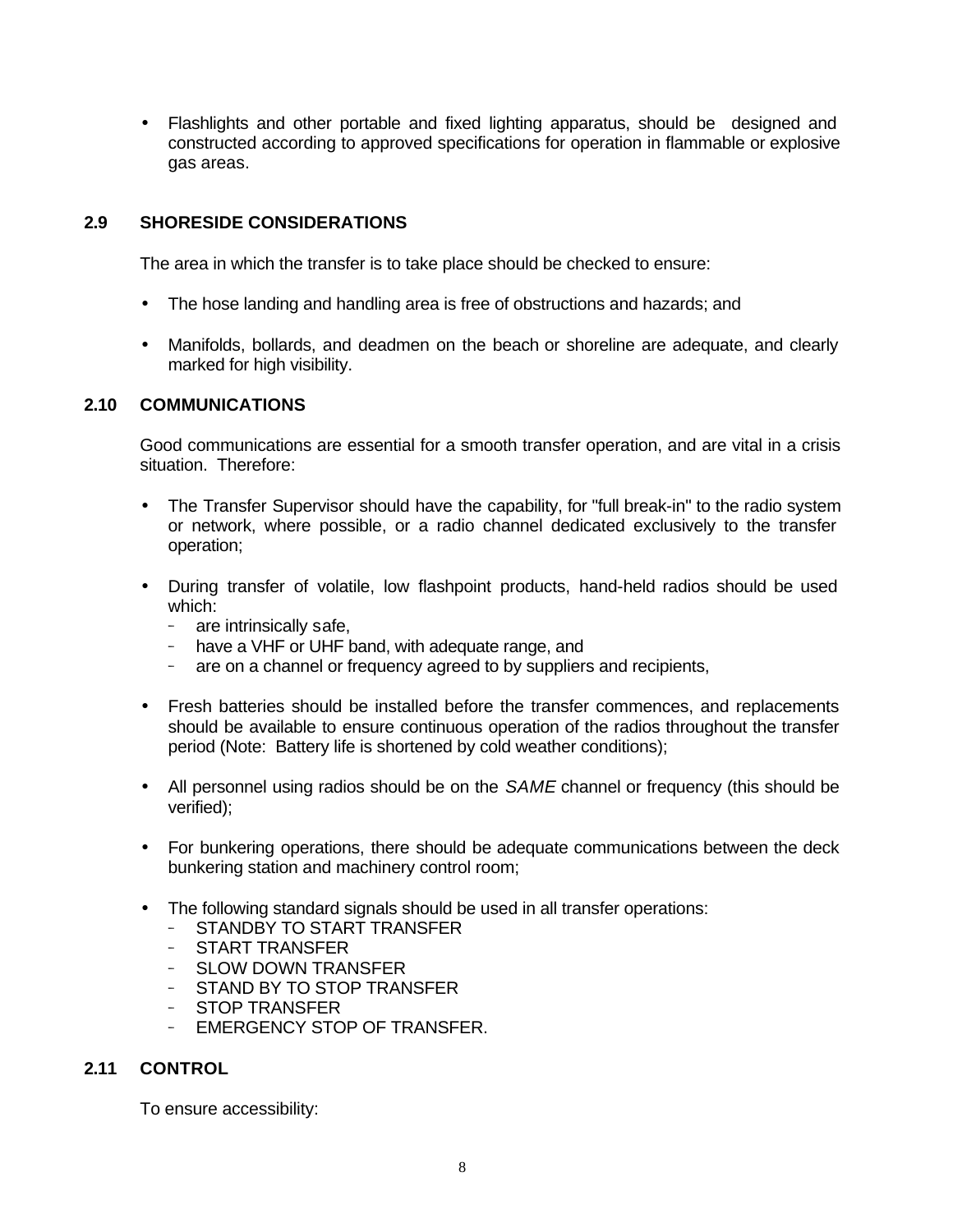- Flashlights and other portable and fixed lighting apparatus, should be designed and constructed according to approved specifications for operation in flammable or explosive gas areas.

## 2.9 SHORESIDE CONSIDERATIONS

The area in which the transfer is to take place should be checked to ensure:

- The hose landing and handling area is free of obstructions and hazards; and
- Manifolds, bollards, and deadmen on the beach or shoreline are adequate, and clearly marked for high visibility.

## 2.10 COMMUNICATIONS

Good communications are essential for a smooth transfer operation, and are vital in a crisis situation. Therefore:

- The Transfer Supervisor should have the capability, for "full break-in" to the radio system or network, where possible, or a radio channel dedicated exclusively to the transfer operation;
- During transfer of volatile, low flashpoint products, hand-held radios should be used which:
  - are intrinsically safe,
  - have a VHF or UHF band, with adequate range, and
  - are on a channel or frequency agreed to by suppliers and recipients,
- Fresh batteries should be installed before the transfer commences, and replacements should be available to ensure continuous operation of the radios throughout the transfer period (Note: Battery life is shortened by cold weather conditions);
- All personnel using radios should be on the *SAME* channel or frequency (this should be verified);
- For bunkering operations, there should be adequate communications between the deck bunkering station and machinery control room;
- The following standard signals should be used in all transfer operations:
  - STANDBY TO START TRANSFER
  - START TRANSFER
  - SLOW DOWN TRANSFER
  - STAND BY TO STOP TRANSFER
  - STOP TRANSFER
  - EMERGENCY STOP OF TRANSFER.

## 2.11 CONTROL

To ensure accessibility: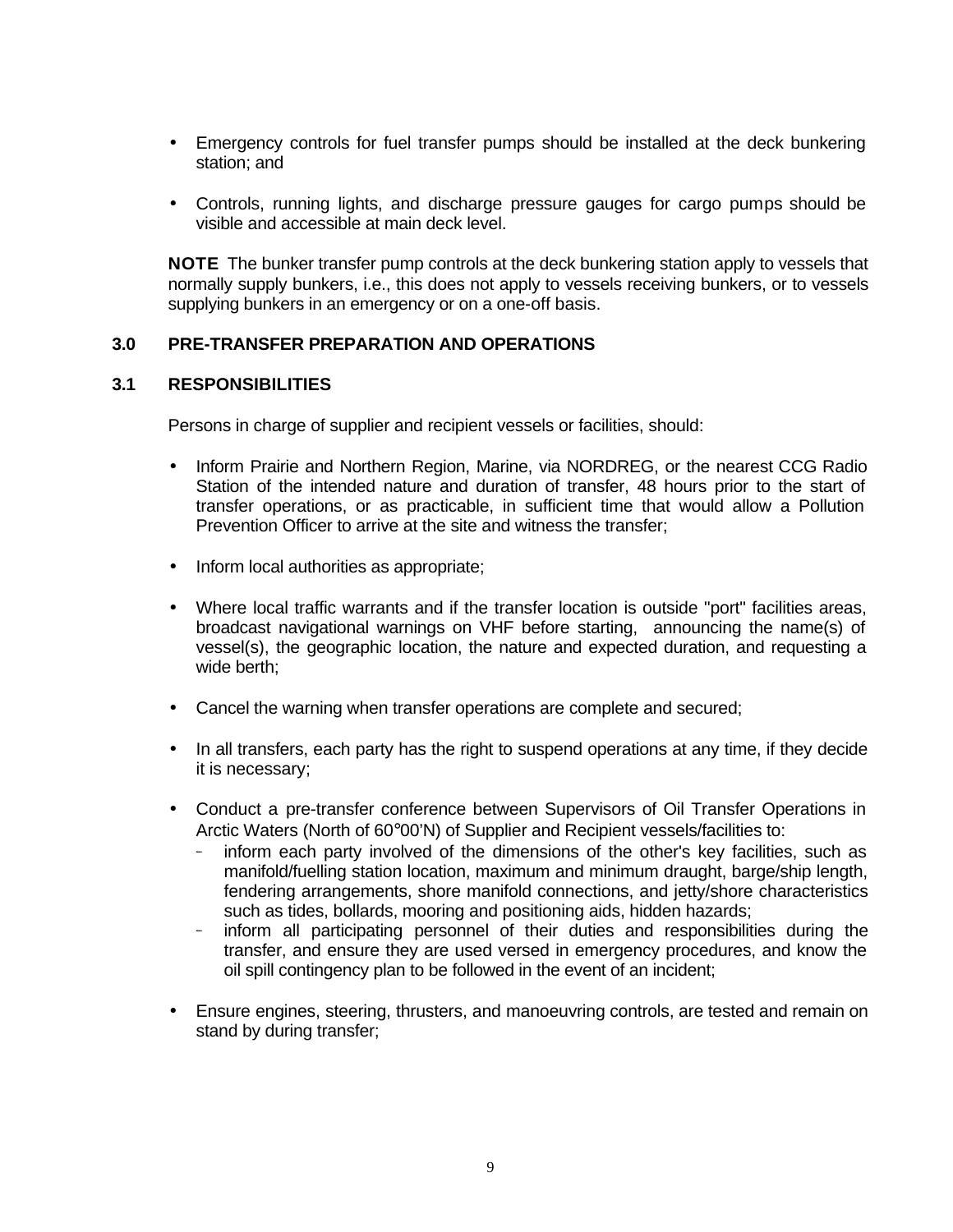- Emergency controls for fuel transfer pumps should be installed at the deck bunkering station; and
- Controls, running lights, and discharge pressure gauges for cargo pumps should be visible and accessible at main deck level.

**NOTE** The bunker transfer pump controls at the deck bunkering station apply to vessels that normally supply bunkers, i.e., this does not apply to vessels receiving bunkers, or to vessels supplying bunkers in an emergency or on a one-off basis.

## 3.0 PRE-TRANSFER PREPARATION AND OPERATIONS

### 3.1 RESPONSIBILITIES

Persons in charge of supplier and recipient vessels or facilities, should:

- Inform Prairie and Northern Region, Marine, via NORDREG, or the nearest CCG Radio Station of the intended nature and duration of transfer, 48 hours prior to the start of transfer operations, or as practicable, in sufficient time that would allow a Pollution Prevention Officer to arrive at the site and witness the transfer;
- Inform local authorities as appropriate;
- Where local traffic warrants and if the transfer location is outside "port" facilities areas, broadcast navigational warnings on VHF before starting, announcing the name(s) of vessel(s), the geographic location, the nature and expected duration, and requesting a wide berth;
- Cancel the warning when transfer operations are complete and secured;
- In all transfers, each party has the right to suspend operations at any time, if they decide it is necessary;
- Conduct a pre-transfer conference between Supervisors of Oil Transfer Operations in Arctic Waters (North of 60°00'N) of Supplier and Recipient vessels/facilities to:
  - inform each party involved of the dimensions of the other's key facilities, such as manifold/fuelling station location, maximum and minimum draught, barge/ship length, fendering arrangements, shore manifold connections, and jetty/shore characteristics such as tides, bollards, mooring and positioning aids, hidden hazards;
  - inform all participating personnel of their duties and responsibilities during the transfer, and ensure they are used versed in emergency procedures, and know the oil spill contingency plan to be followed in the event of an incident;
- Ensure engines, steering, thrusters, and manoeuvring controls, are tested and remain on stand by during transfer;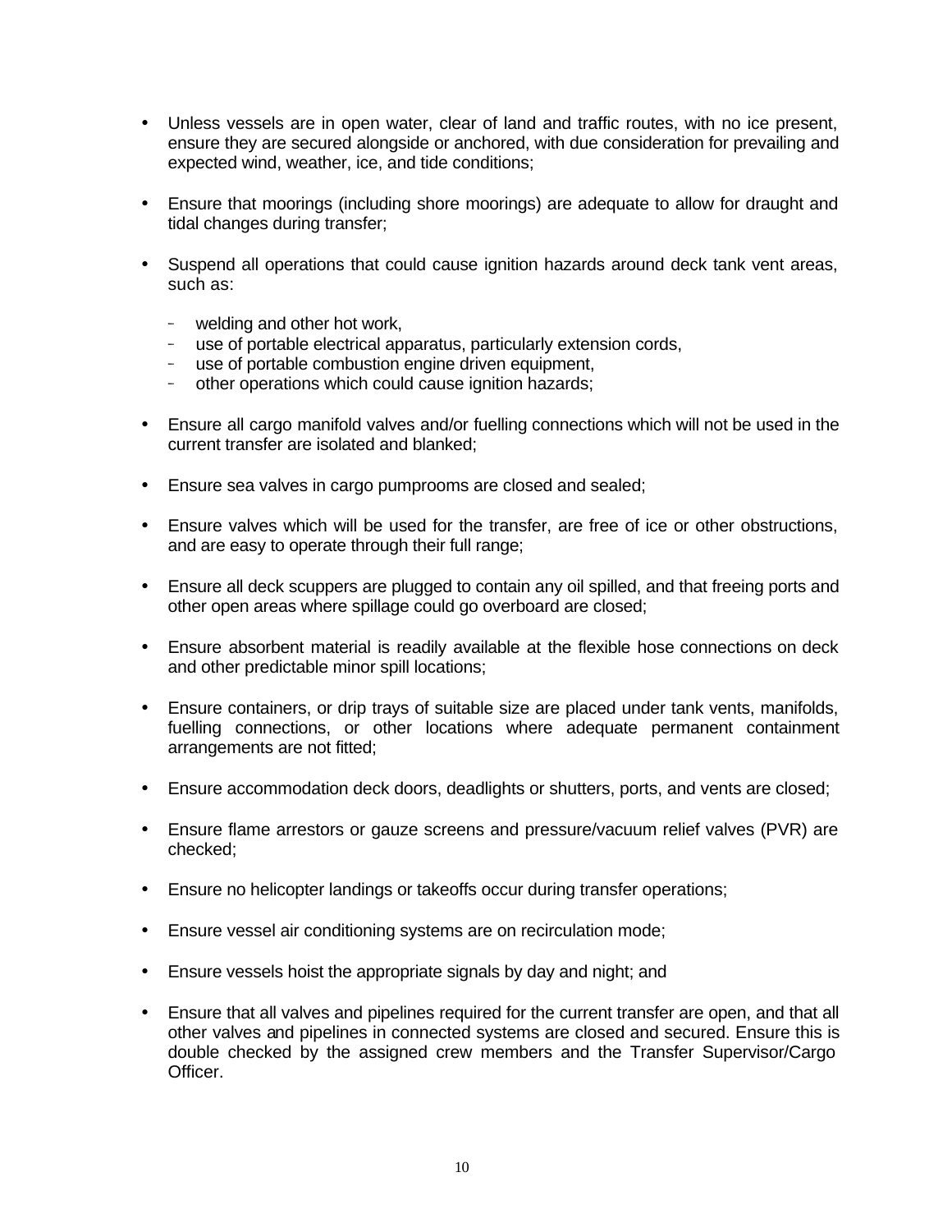- Unless vessels are in open water, clear of land and traffic routes, with no ice present, ensure they are secured alongside or anchored, with due consideration for prevailing and expected wind, weather, ice, and tide conditions;

- Ensure that moorings (including shore moorings) are adequate to allow for draught and tidal changes during transfer;

- Suspend all operations that could cause ignition hazards around deck tank vent areas, such as:

  - welding and other hot work,
  - use of portable electrical apparatus, particularly extension cords,
  - use of portable combustion engine driven equipment,
  - other operations which could cause ignition hazards;

- Ensure all cargo manifold valves and/or fuelling connections which will not be used in the current transfer are isolated and blanked;

- Ensure sea valves in cargo pumprooms are closed and sealed;

- Ensure valves which will be used for the transfer, are free of ice or other obstructions, and are easy to operate through their full range;

- Ensure all deck scuppers are plugged to contain any oil spilled, and that freeing ports and other open areas where spillage could go overboard are closed;

- Ensure absorbent material is readily available at the flexible hose connections on deck and other predictable minor spill locations;

- Ensure containers, or drip trays of suitable size are placed under tank vents, manifolds, fuelling connections, or other locations where adequate permanent containment arrangements are not fitted;

- Ensure accommodation deck doors, deadlights or shutters, ports, and vents are closed;

- Ensure flame arrestors or gauze screens and pressure/vacuum relief valves (PVR) are checked;

- Ensure no helicopter landings or takeoffs occur during transfer operations;

- Ensure vessel air conditioning systems are on recirculation mode;

- Ensure vessels hoist the appropriate signals by day and night; and

- Ensure that all valves and pipelines required for the current transfer are open, and that all other valves and pipelines in connected systems are closed and secured. Ensure this is double checked by the assigned crew members and the Transfer Supervisor/Cargo Officer.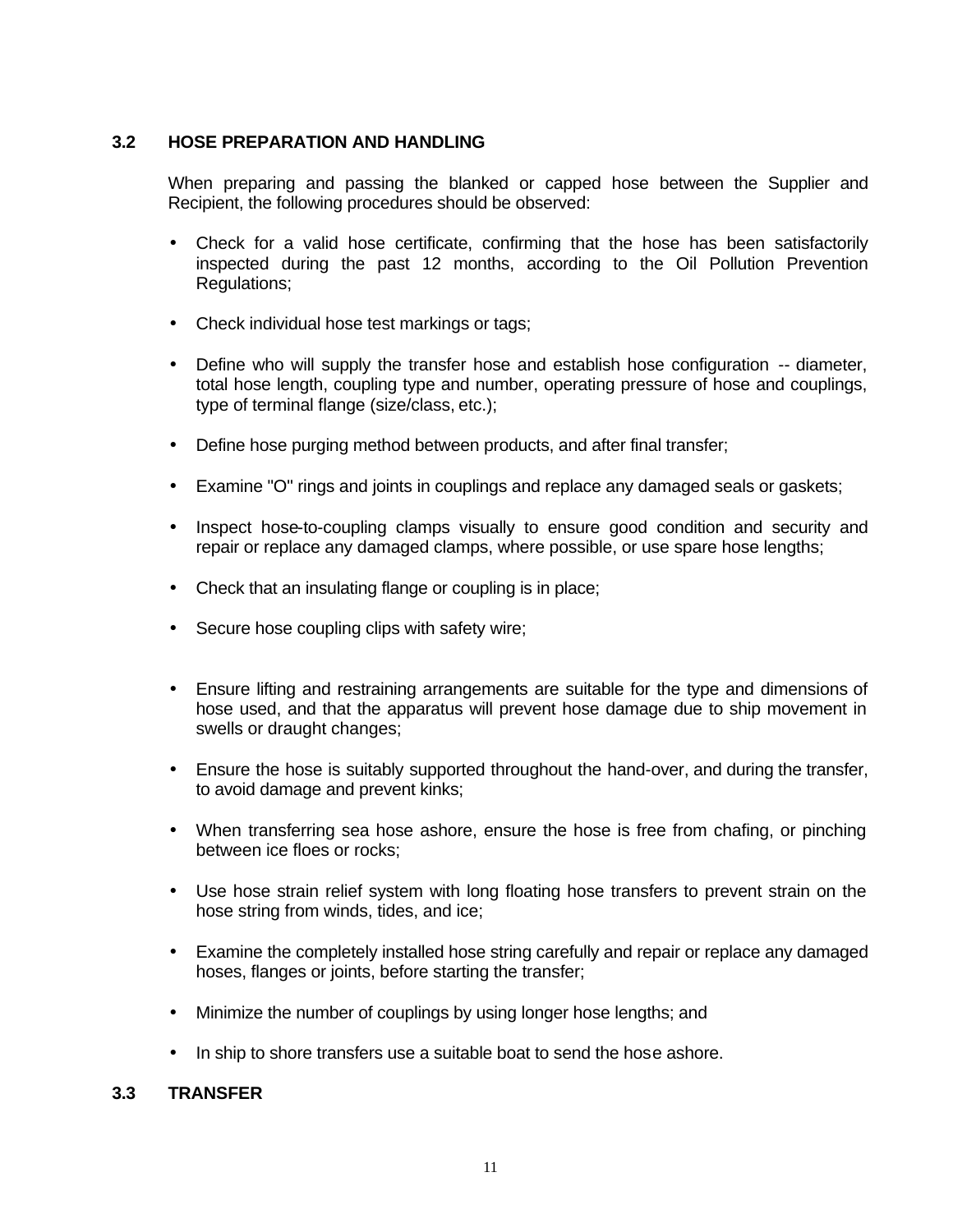## 3.2 HOSE PREPARATION AND HANDLING

When preparing and passing the blanked or capped hose between the Supplier and Recipient, the following procedures should be observed:

- Check for a valid hose certificate, confirming that the hose has been satisfactorily inspected during the past 12 months, according to the Oil Pollution Prevention Regulations;
- Check individual hose test markings or tags;
- Define who will supply the transfer hose and establish hose configuration -- diameter, total hose length, coupling type and number, operating pressure of hose and couplings, type of terminal flange (size/class, etc.);
- Define hose purging method between products, and after final transfer;
- Examine "O" rings and joints in couplings and replace any damaged seals or gaskets;
- Inspect hose-to-coupling clamps visually to ensure good condition and security and repair or replace any damaged clamps, where possible, or use spare hose lengths;
- Check that an insulating flange or coupling is in place;
- Secure hose coupling clips with safety wire;
- Ensure lifting and restraining arrangements are suitable for the type and dimensions of hose used, and that the apparatus will prevent hose damage due to ship movement in swells or draught changes;
- Ensure the hose is suitably supported throughout the hand-over, and during the transfer, to avoid damage and prevent kinks;
- When transferring sea hose ashore, ensure the hose is free from chafing, or pinching between ice floes or rocks;
- Use hose strain relief system with long floating hose transfers to prevent strain on the hose string from winds, tides, and ice;
- Examine the completely installed hose string carefully and repair or replace any damaged hoses, flanges or joints, before starting the transfer;
- Minimize the number of couplings by using longer hose lengths; and
- In ship to shore transfers use a suitable boat to send the hose ashore.

## 3.3 TRANSFER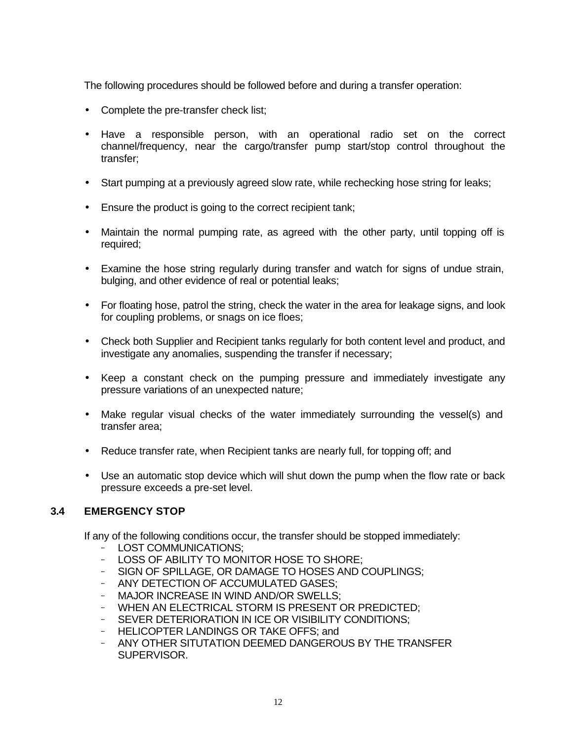The following procedures should be followed before and during a transfer operation:

- Complete the pre-transfer check list;
- Have a responsible person, with an operational radio set on the correct channel/frequency, near the cargo/transfer pump start/stop control throughout the transfer;
- Start pumping at a previously agreed slow rate, while rechecking hose string for leaks;
- Ensure the product is going to the correct recipient tank;
- Maintain the normal pumping rate, as agreed with the other party, until topping off is required;
- Examine the hose string regularly during transfer and watch for signs of undue strain, bulging, and other evidence of real or potential leaks;
- For floating hose, patrol the string, check the water in the area for leakage signs, and look for coupling problems, or snags on ice floes;
- Check both Supplier and Recipient tanks regularly for both content level and product, and investigate any anomalies, suspending the transfer if necessary;
- Keep a constant check on the pumping pressure and immediately investigate any pressure variations of an unexpected nature;
- Make regular visual checks of the water immediately surrounding the vessel(s) and transfer area;
- Reduce transfer rate, when Recipient tanks are nearly full, for topping off; and
- Use an automatic stop device which will shut down the pump when the flow rate or back pressure exceeds a pre-set level.

## 3.4 EMERGENCY STOP

If any of the following conditions occur, the transfer should be stopped immediately:

- LOST COMMUNICATIONS;
- LOSS OF ABILITY TO MONITOR HOSE TO SHORE;
- SIGN OF SPILLAGE, OR DAMAGE TO HOSES AND COUPLINGS;
- ANY DETECTION OF ACCUMULATED GASES;
- MAJOR INCREASE IN WIND AND/OR SWELLS;
- WHEN AN ELECTRICAL STORM IS PRESENT OR PREDICTED;
- SEVER DETERIORATION IN ICE OR VISIBILITY CONDITIONS;
- HELICOPTER LANDINGS OR TAKE OFFS; and
- ANY OTHER SITUTATION DEEMED DANGEROUS BY THE TRANSFER SUPERVISOR.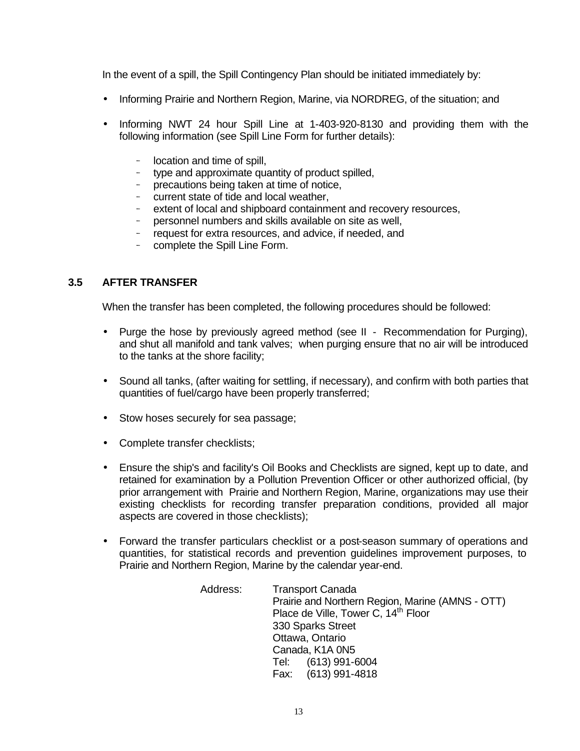In the event of a spill, the Spill Contingency Plan should be initiated immediately by:

- Informing Prairie and Northern Region, Marine, via NORDREG, of the situation; and
- Informing NWT 24 hour Spill Line at 1-403-920-8130 and providing them with the following information (see Spill Line Form for further details):
  - location and time of spill,
  - type and approximate quantity of product spilled,
  - precautions being taken at time of notice,
  - current state of tide and local weather,
  - extent of local and shipboard containment and recovery resources,
  - personnel numbers and skills available on site as well,
  - request for extra resources, and advice, if needed, and
  - complete the Spill Line Form.

## 3.5 AFTER TRANSFER

When the transfer has been completed, the following procedures should be followed:

- Purge the hose by previously agreed method (see II - Recommendation for Purging), and shut all manifold and tank valves; when purging ensure that no air will be introduced to the tanks at the shore facility;
- Sound all tanks, (after waiting for settling, if necessary), and confirm with both parties that quantities of fuel/cargo have been properly transferred;
- Stow hoses securely for sea passage;
- Complete transfer checklists;
- Ensure the ship's and facility's Oil Books and Checklists are signed, kept up to date, and retained for examination by a Pollution Prevention Officer or other authorized official, (by prior arrangement with Prairie and Northern Region, Marine, organizations may use their existing checklists for recording transfer preparation conditions, provided all major aspects are covered in those checklists);
- Forward the transfer particulars checklist or a post-season summary of operations and quantities, for statistical records and prevention guidelines improvement purposes, to Prairie and Northern Region, Marine by the calendar year-end.

Address: Transport Canada
Prairie and Northern Region, Marine (AMNS - OTT)
Place de Ville, Tower C, 14th Floor
330 Sparks Street
Ottawa, Ontario
Canada, K1A 0N5
Tel: (613) 991-6004
Fax: (613) 991-4818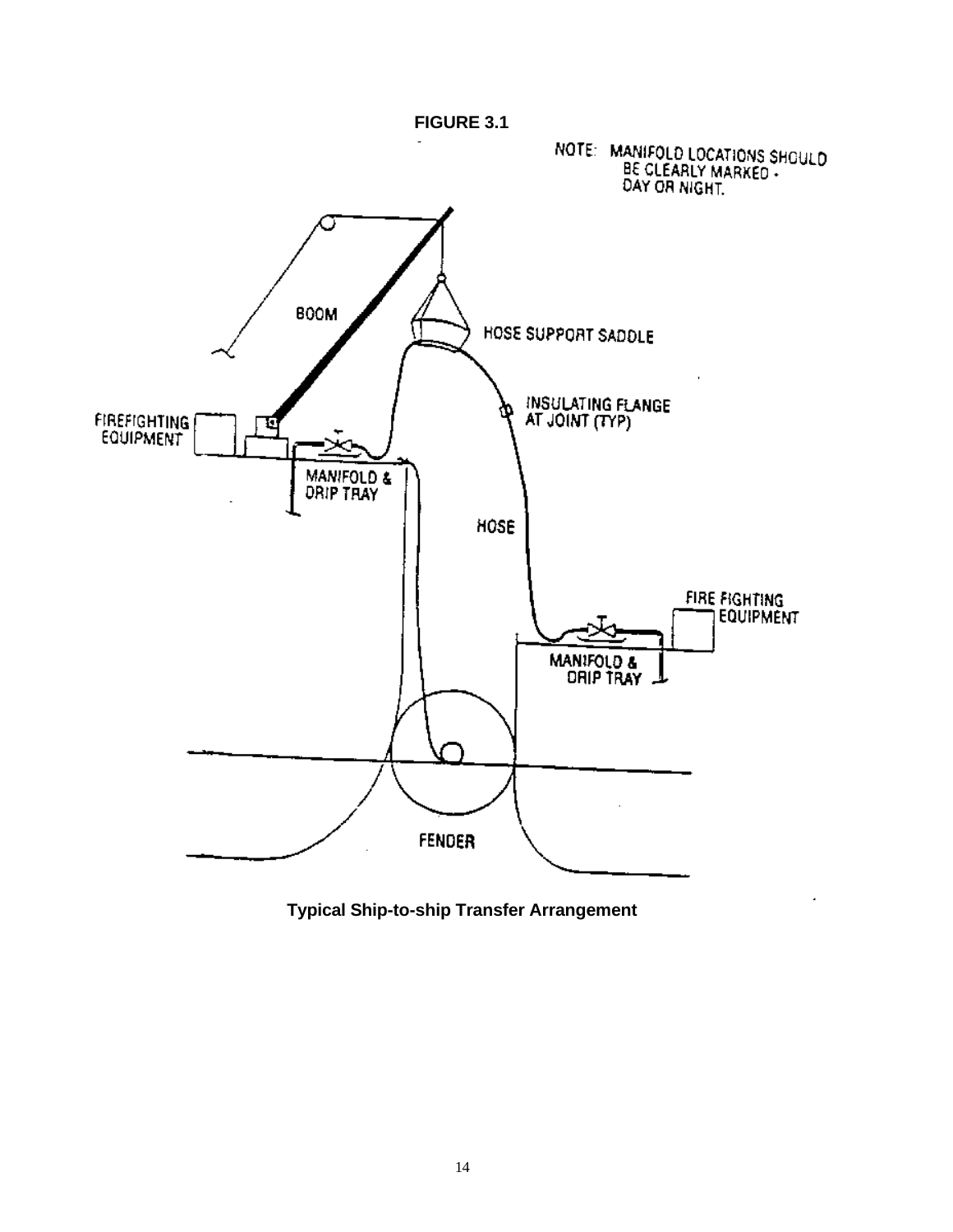**FIGURE 3.1**

NOTE: MANIFOLD LOCATIONS SHOULD BE CLEARLY MARKED - DAY OR NIGHT.

BOOM

HOSE SUPPORT SADDLE

FIREFIGHTING EQUIPMENT

INSULATING FLANGE AT JOINT (TYP)

MANIFOLD & DRIP TRAY

HOSE

FIRE FIGHTING EQUIPMENT

MANIFOLD & DRIP TRAY

FENDER

**Typical Ship-to-ship Transfer Arrangement**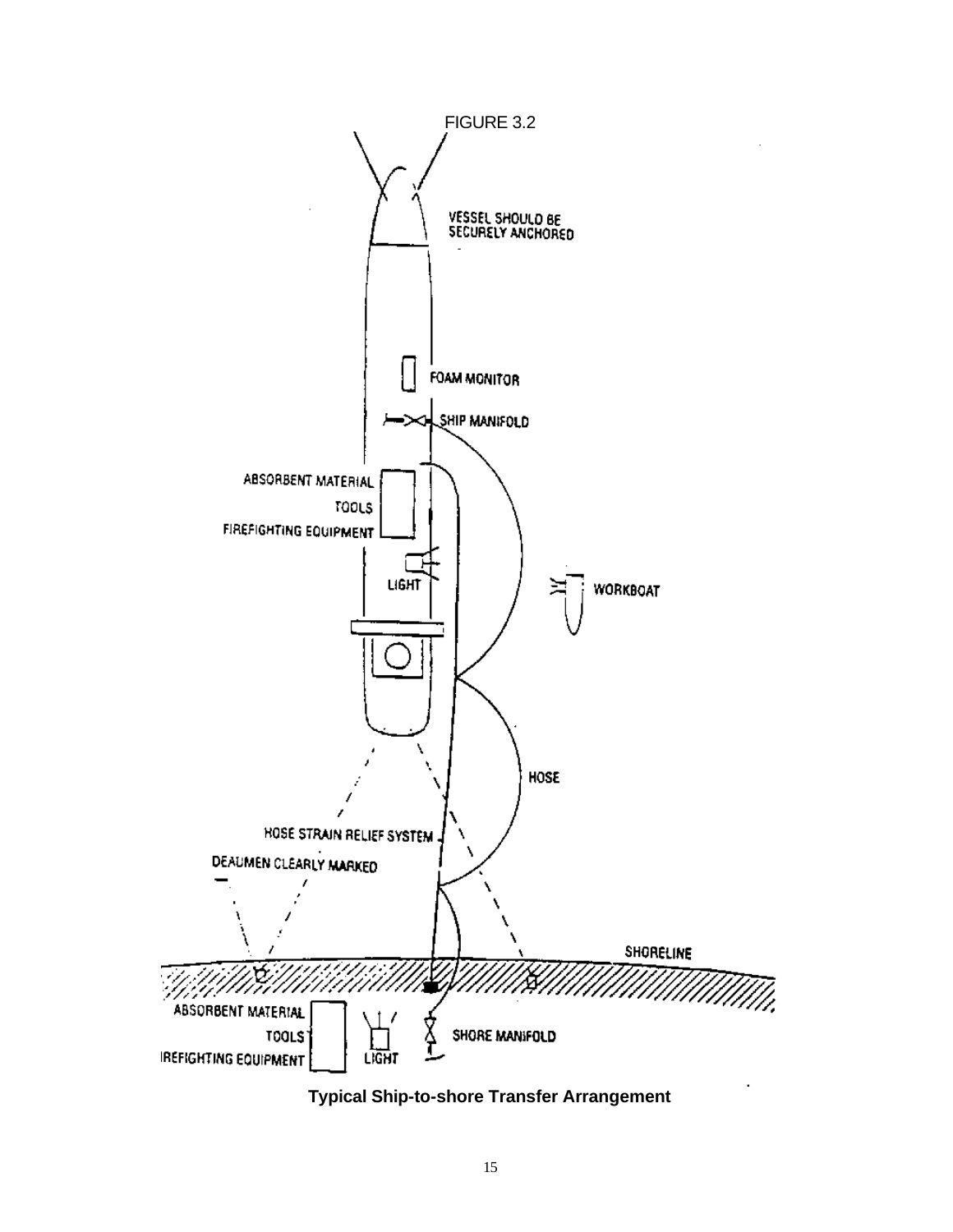FIGURE 3.2

VESSEL SHOULD BE SECURELY ANCHORED

FOAM MONITOR

SHIP MANIFOLD

ABSORBENT MATERIAL

TOOLS

FIREFIGHTING EQUIPMENT

LIGHT

WORKBOAT

HOSE

HOSE STRAIN RELIEF SYSTEM

DEADMEN CLEARLY MARKED

SHORELINE

ABSORBENT MATERIAL

TOOLS

FIREFIGHTING EQUIPMENT

LIGHT

SHORE MANIFOLD

**Typical Ship-to-shore Transfer Arrangement**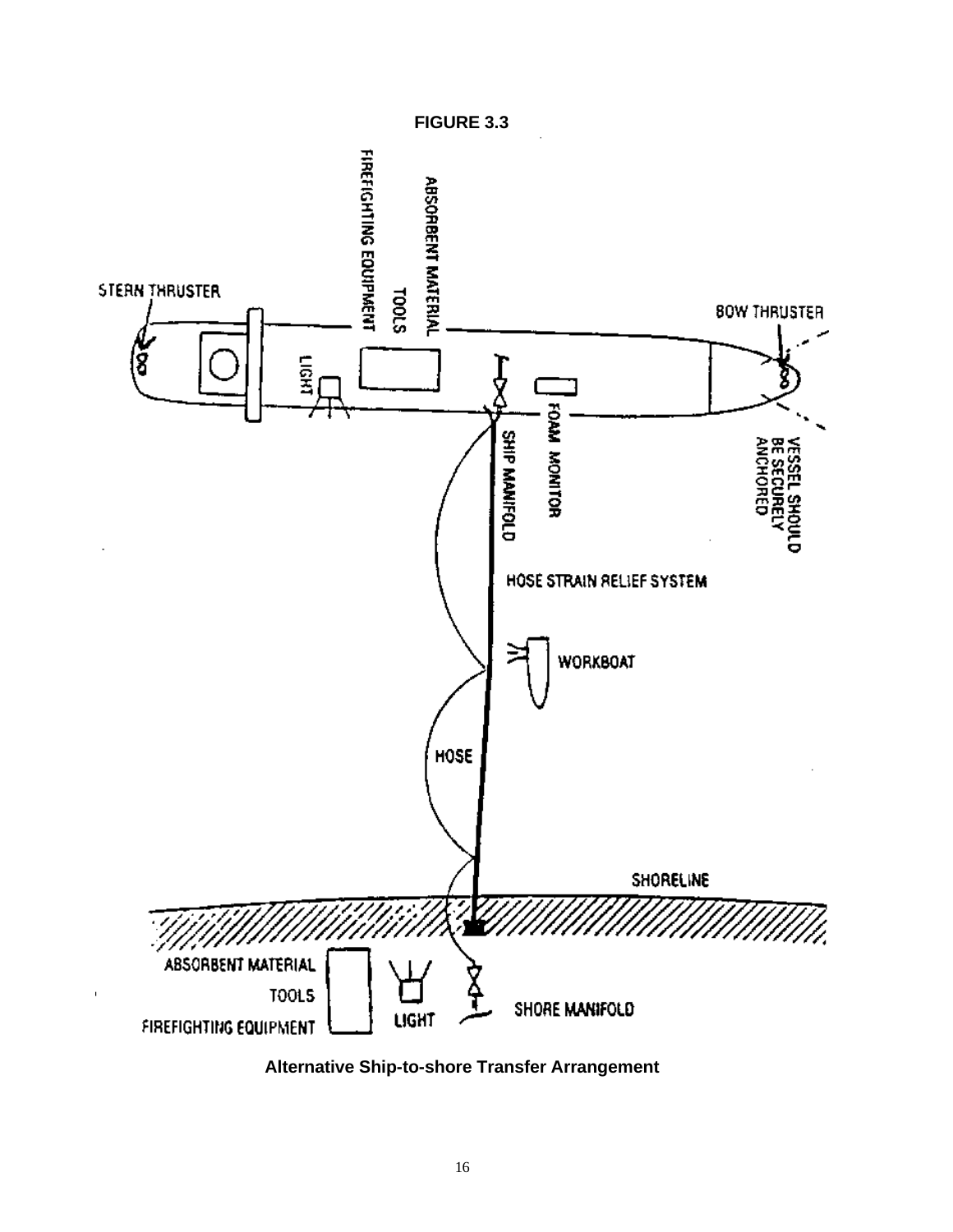**FIGURE 3.3**

STERN THRUSTER

FIREFIGHTING EQUIPMENT

TOOLS

ABSORBENT MATERIAL

LIGHT

BOW THRUSTER

FOAM MONITOR

SHIP MANIFOLD

VESSEL SHOULD BE SECURELY ANCHORED

HOSE STRAIN RELIEF SYSTEM

WORKBOAT

HOSE

SHORELINE

ABSORBENT MATERIAL

TOOLS

FIREFIGHTING EQUIPMENT

LIGHT

SHORE MANIFOLD

**Alternative Ship-to-shore Transfer Arrangement**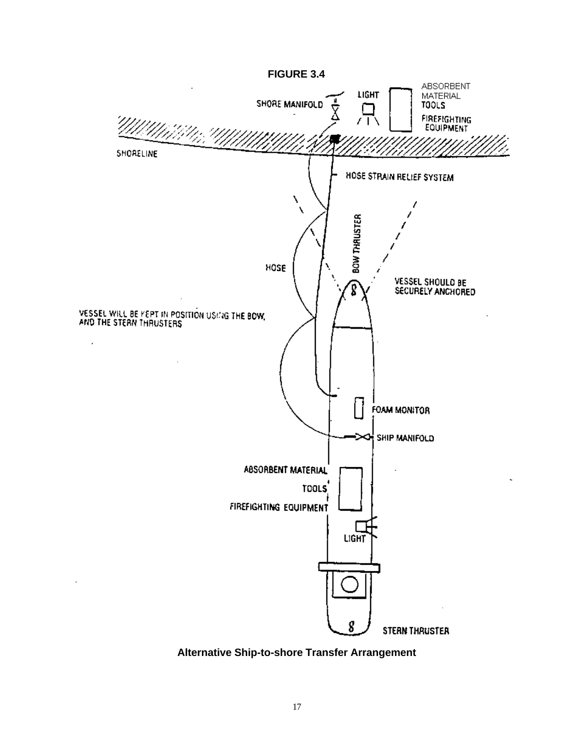**FIGURE 3.4**

**Alternative Ship-to-shore Transfer Arrangement**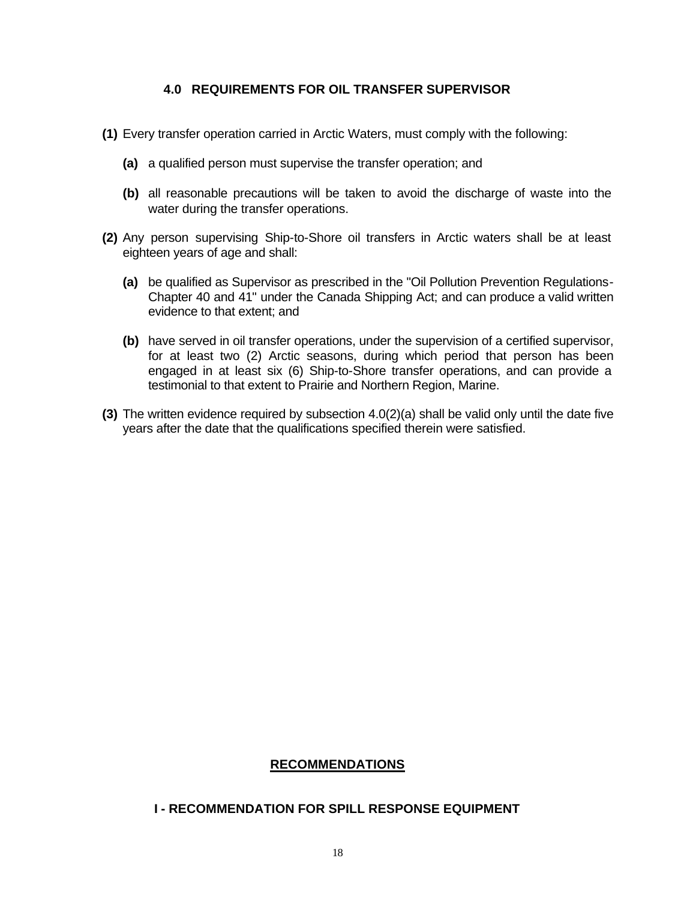## 4.0 REQUIREMENTS FOR OIL TRANSFER SUPERVISOR

**(1)** Every transfer operation carried in Arctic Waters, must comply with the following:

**(a)** a qualified person must supervise the transfer operation; and

**(b)** all reasonable precautions will be taken to avoid the discharge of waste into the water during the transfer operations.

**(2)** Any person supervising Ship-to-Shore oil transfers in Arctic waters shall be at least eighteen years of age and shall:

**(a)** be qualified as Supervisor as prescribed in the "Oil Pollution Prevention Regulations-Chapter 40 and 41" under the Canada Shipping Act; and can produce a valid written evidence to that extent; and

**(b)** have served in oil transfer operations, under the supervision of a certified supervisor, for at least two (2) Arctic seasons, during which period that person has been engaged in at least six (6) Ship-to-Shore transfer operations, and can provide a testimonial to that extent to Prairie and Northern Region, Marine.

**(3)** The written evidence required by subsection 4.0(2)(a) shall be valid only until the date five years after the date that the qualifications specified therein were satisfied.

## RECOMMENDATIONS

### I - RECOMMENDATION FOR SPILL RESPONSE EQUIPMENT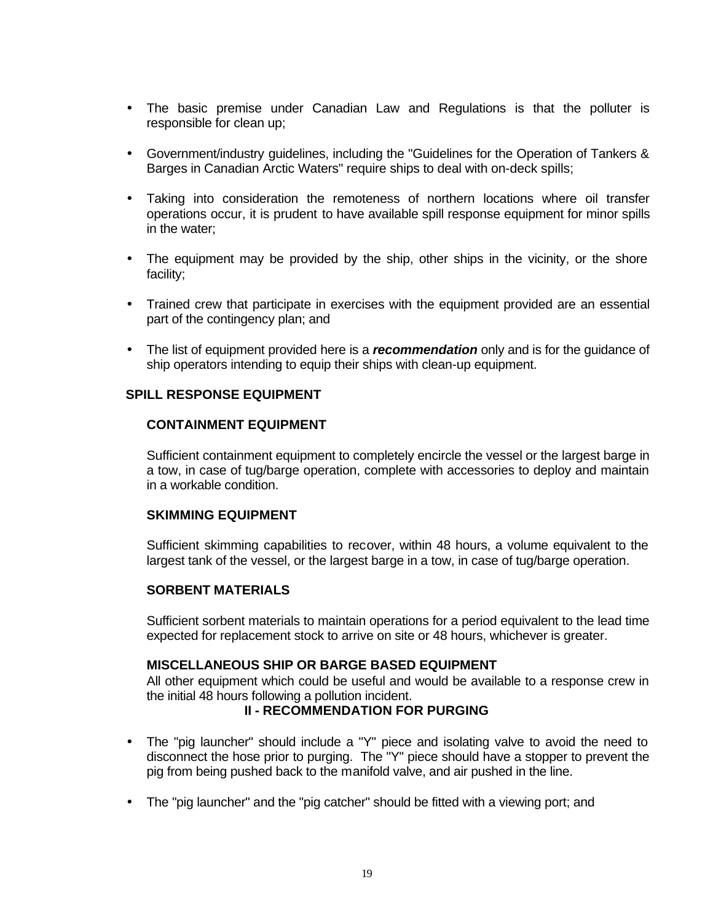- The basic premise under Canadian Law and Regulations is that the polluter is responsible for clean up;

- Government/industry guidelines, including the "Guidelines for the Operation of Tankers & Barges in Canadian Arctic Waters" require ships to deal with on-deck spills;

- Taking into consideration the remoteness of northern locations where oil transfer operations occur, it is prudent to have available spill response equipment for minor spills in the water;

- The equipment may be provided by the ship, other ships in the vicinity, or the shore facility;

- Trained crew that participate in exercises with the equipment provided are an essential part of the contingency plan; and

- The list of equipment provided here is a ***recommendation*** only and is for the guidance of ship operators intending to equip their ships with clean-up equipment.

## SPILL RESPONSE EQUIPMENT

### CONTAINMENT EQUIPMENT

Sufficient containment equipment to completely encircle the vessel or the largest barge in a tow, in case of tug/barge operation, complete with accessories to deploy and maintain in a workable condition.

### SKIMMING EQUIPMENT

Sufficient skimming capabilities to recover, within 48 hours, a volume equivalent to the largest tank of the vessel, or the largest barge in a tow, in case of tug/barge operation.

### SORBENT MATERIALS

Sufficient sorbent materials to maintain operations for a period equivalent to the lead time expected for replacement stock to arrive on site or 48 hours, whichever is greater.

### MISCELLANEOUS SHIP OR BARGE BASED EQUIPMENT

All other equipment which could be useful and would be available to a response crew in the initial 48 hours following a pollution incident.

## II - RECOMMENDATION FOR PURGING

- The "pig launcher" should include a "Y" piece and isolating valve to avoid the need to disconnect the hose prior to purging. The "Y" piece should have a stopper to prevent the pig from being pushed back to the manifold valve, and air pushed in the line.

- The "pig launcher" and the "pig catcher" should be fitted with a viewing port; and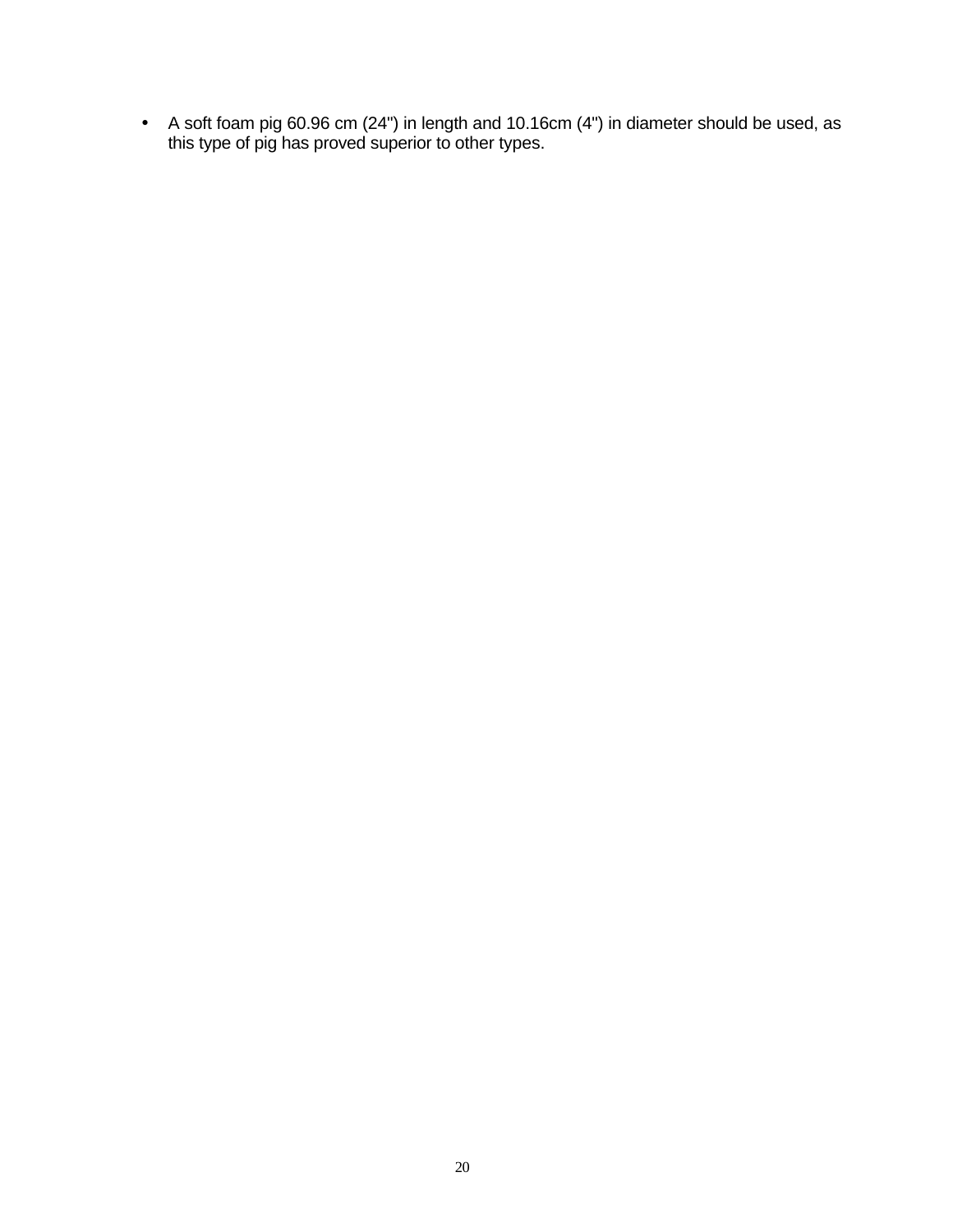- A soft foam pig 60.96 cm (24") in length and 10.16cm (4") in diameter should be used, as this type of pig has proved superior to other types.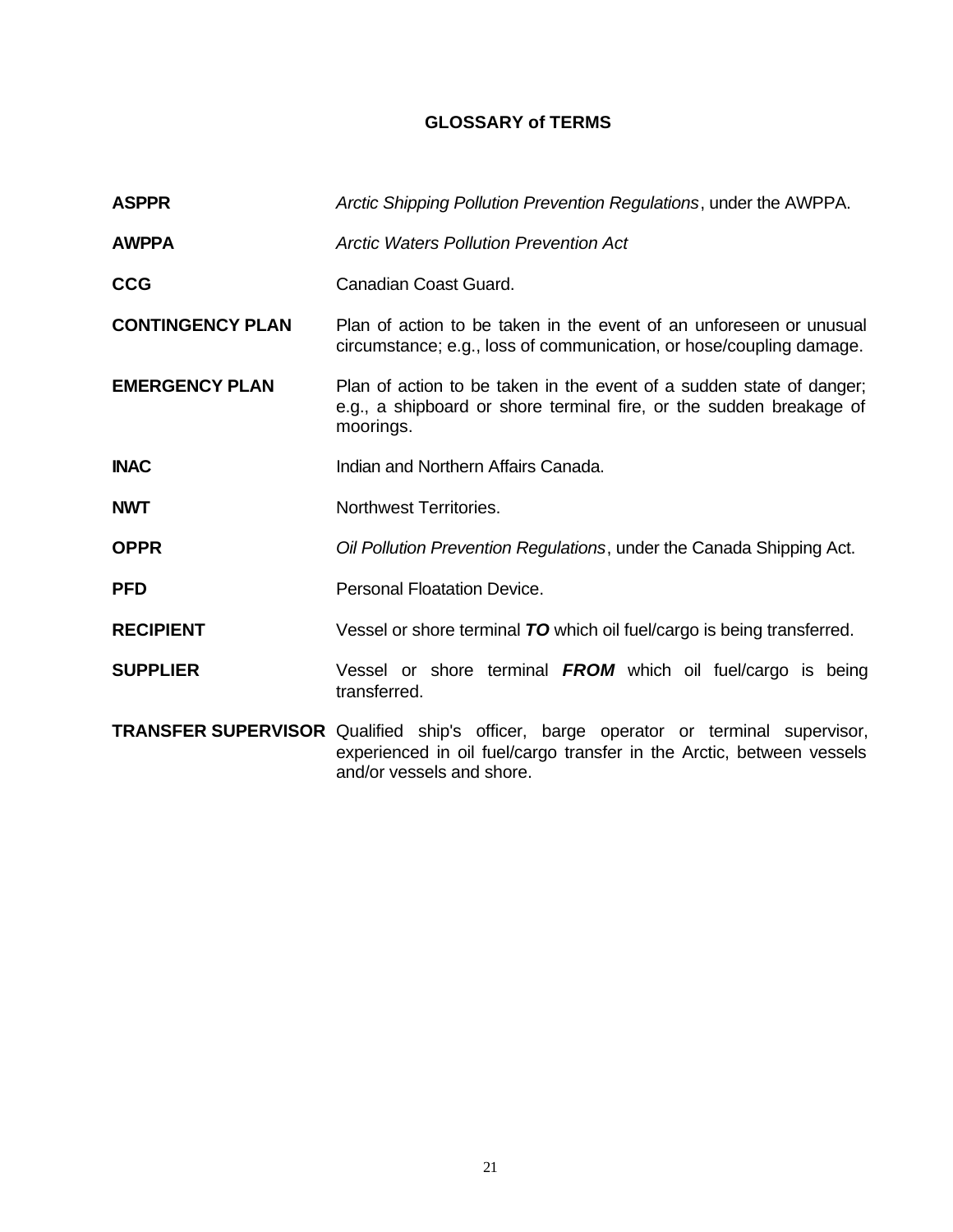## GLOSSARY of TERMS

**ASPPR** — *Arctic Shipping Pollution Prevention Regulations*, under the AWPPA.

**AWPPA** — *Arctic Waters Pollution Prevention Act*

**CCG** — Canadian Coast Guard.

**CONTINGENCY PLAN** — Plan of action to be taken in the event of an unforeseen or unusual circumstance; e.g., loss of communication, or hose/coupling damage.

**EMERGENCY PLAN** — Plan of action to be taken in the event of a sudden state of danger; e.g., a shipboard or shore terminal fire, or the sudden breakage of moorings.

**INAC** — Indian and Northern Affairs Canada.

**NWT** — Northwest Territories.

**OPPR** — *Oil Pollution Prevention Regulations*, under the Canada Shipping Act.

**PFD** — Personal Floatation Device.

**RECIPIENT** — Vessel or shore terminal ***TO*** which oil fuel/cargo is being transferred.

**SUPPLIER** — Vessel or shore terminal ***FROM*** which oil fuel/cargo is being transferred.

**TRANSFER SUPERVISOR** — Qualified ship's officer, barge operator or terminal supervisor, experienced in oil fuel/cargo transfer in the Arctic, between vessels and/or vessels and shore.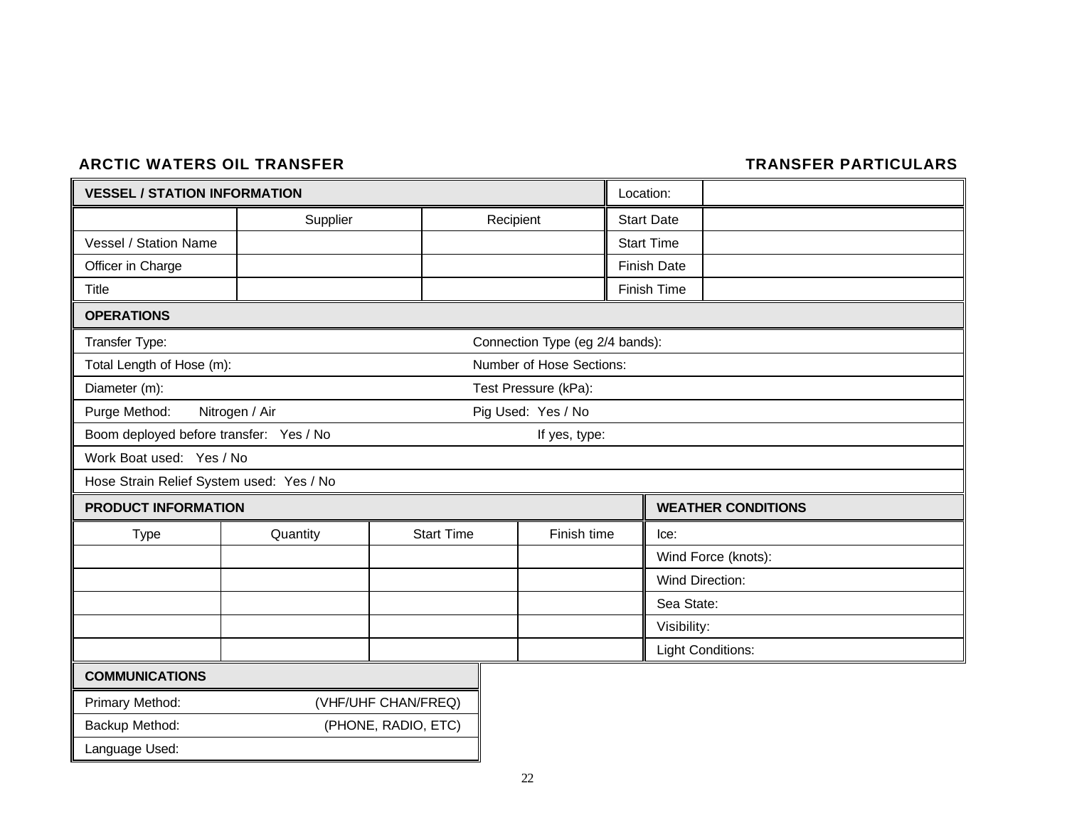**ARCTIC WATERS OIL TRANSFER** **TRANSFER PARTICULARS**

| VESSEL / STATION INFORMATION | | | Location: | |
|---|---|---|---|---|
| | Supplier | Recipient | Start Date | |
| Vessel / Station Name | | | Start Time | |
| Officer in Charge | | | Finish Date | |
| Title | | | Finish Time | |

| OPERATIONS | |
|---|---|
| Transfer Type: | Connection Type (eg 2/4 bands): |
| Total Length of Hose (m): | Number of Hose Sections: |
| Diameter (m): | Test Pressure (kPa): |
| Purge Method: Nitrogen / Air | Pig Used: Yes / No |
| Boom deployed before transfer: Yes / No | If yes, type: |
| Work Boat used: Yes / No | |
| Hose Strain Relief System used: Yes / No | |

| PRODUCT INFORMATION | | | | WEATHER CONDITIONS |
|---|---|---|---|---|
| Type | Quantity | Start Time | Finish time | Ice: |
| | | | | Wind Force (knots): |
| | | | | Wind Direction: |
| | | | | Sea State: |
| | | | | Visibility: |
| | | | | Light Conditions: |

| COMMUNICATIONS | |
|---|---|
| Primary Method: | (VHF/UHF CHAN/FREQ) |
| Backup Method: | (PHONE, RADIO, ETC) |
| Language Used: | |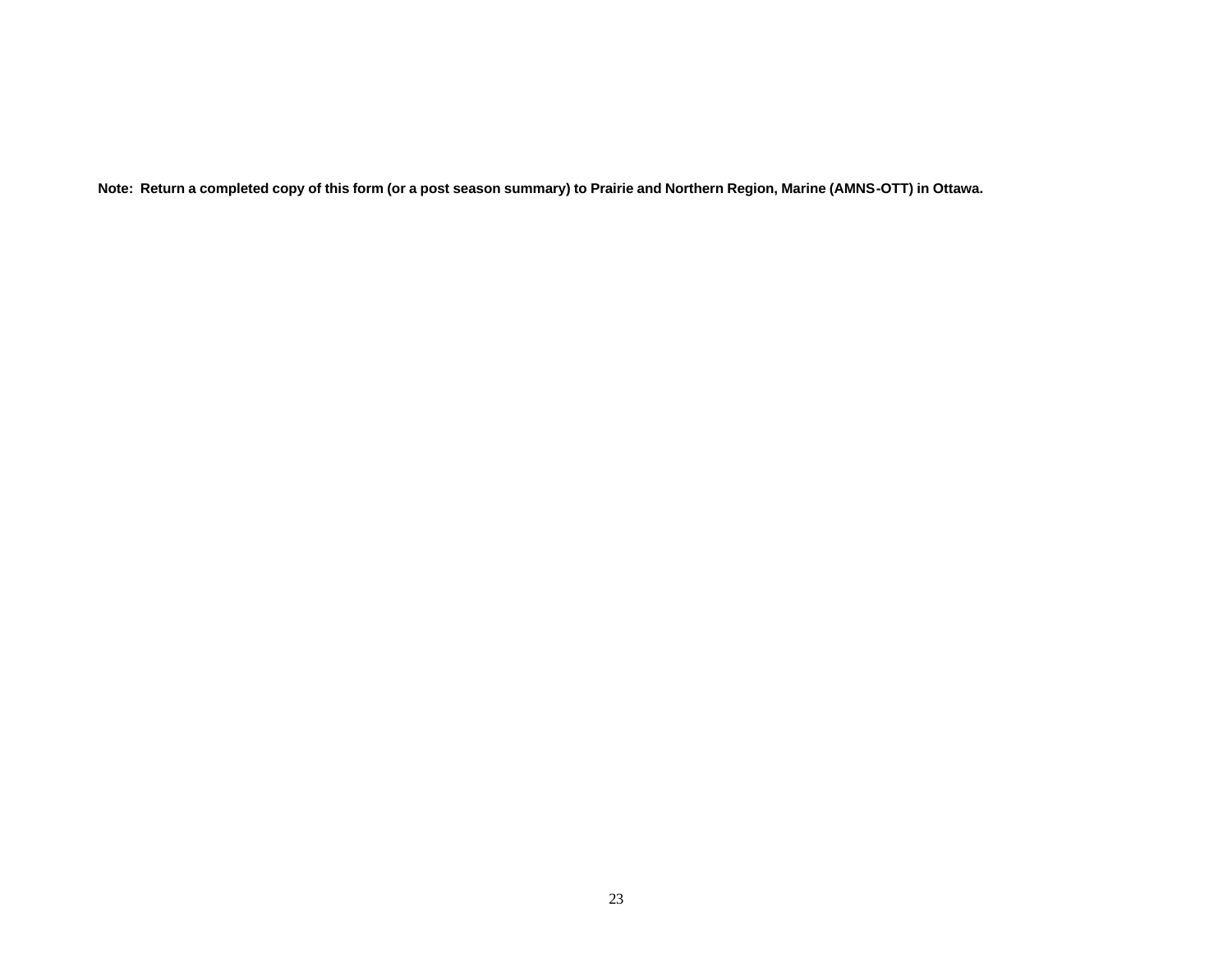**Note: Return a completed copy of this form (or a post season summary) to Prairie and Northern Region, Marine (AMNS-OTT) in Ottawa.**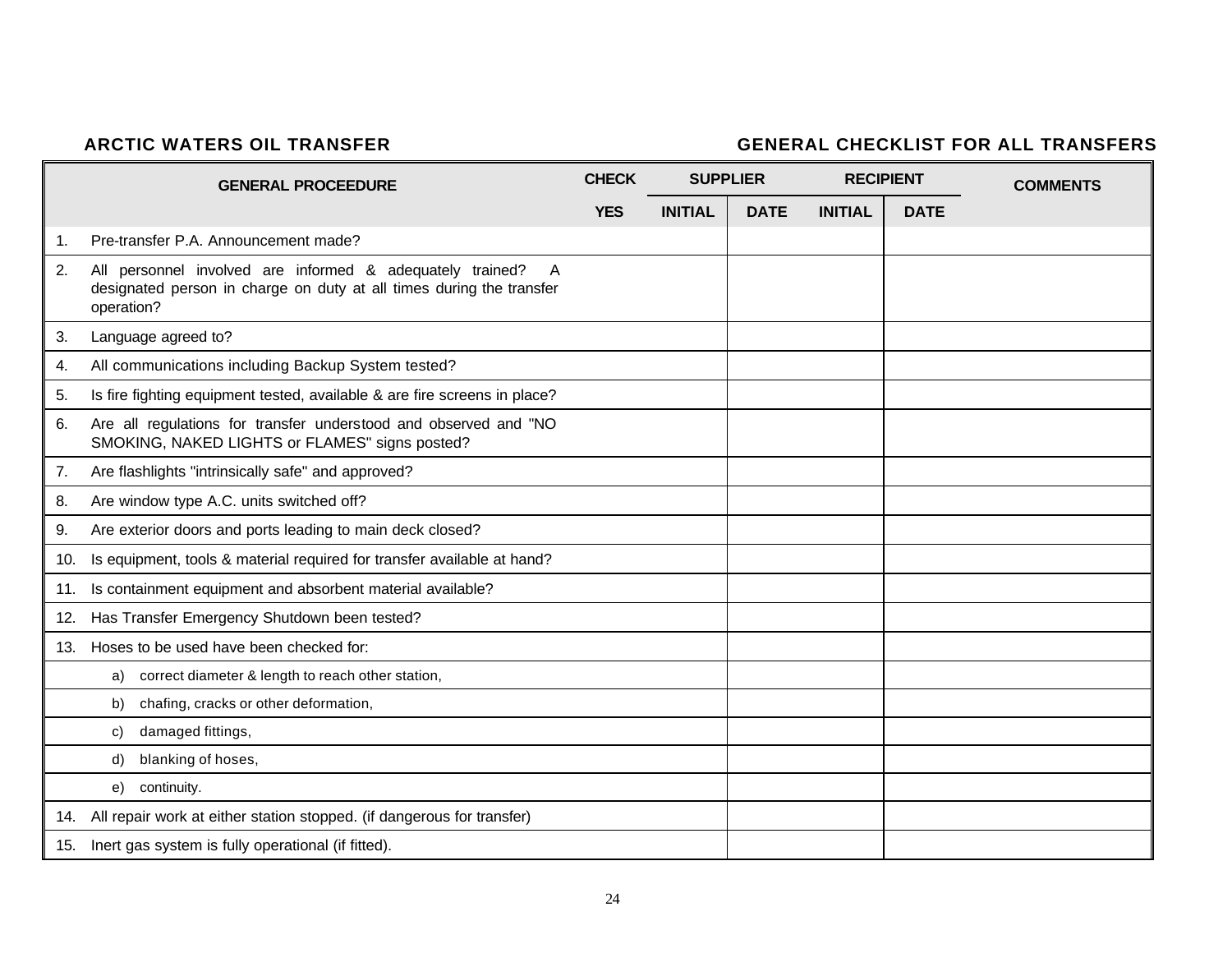**ARCTIC WATERS OIL TRANSFER** **GENERAL CHECKLIST FOR ALL TRANSFERS**

| GENERAL PROCEEDURE | CHECK | SUPPLIER | | RECIPIENT | | COMMENTS |
|---|---|---|---|---|---|---|
| | YES | INITIAL | DATE | INITIAL | DATE | |
| 1. Pre-transfer P.A. Announcement made? | | | | | | |
| 2. All personnel involved are informed & adequately trained? A designated person in charge on duty at all times during the transfer operation? | | | | | | |
| 3. Language agreed to? | | | | | | |
| 4. All communications including Backup System tested? | | | | | | |
| 5. Is fire fighting equipment tested, available & are fire screens in place? | | | | | | |
| 6. Are all regulations for transfer understood and observed and "NO SMOKING, NAKED LIGHTS or FLAMES" signs posted? | | | | | | |
| 7. Are flashlights "intrinsically safe" and approved? | | | | | | |
| 8. Are window type A.C. units switched off? | | | | | | |
| 9. Are exterior doors and ports leading to main deck closed? | | | | | | |
| 10. Is equipment, tools & material required for transfer available at hand? | | | | | | |
| 11. Is containment equipment and absorbent material available? | | | | | | |
| 12. Has Transfer Emergency Shutdown been tested? | | | | | | |
| 13. Hoses to be used have been checked for: | | | | | | |
| a) correct diameter & length to reach other station, | | | | | | |
| b) chafing, cracks or other deformation, | | | | | | |
| c) damaged fittings, | | | | | | |
| d) blanking of hoses, | | | | | | |
| e) continuity. | | | | | | |
| 14. All repair work at either station stopped. (if dangerous for transfer) | | | | | | |
| 15. Inert gas system is fully operational (if fitted). | | | | | | |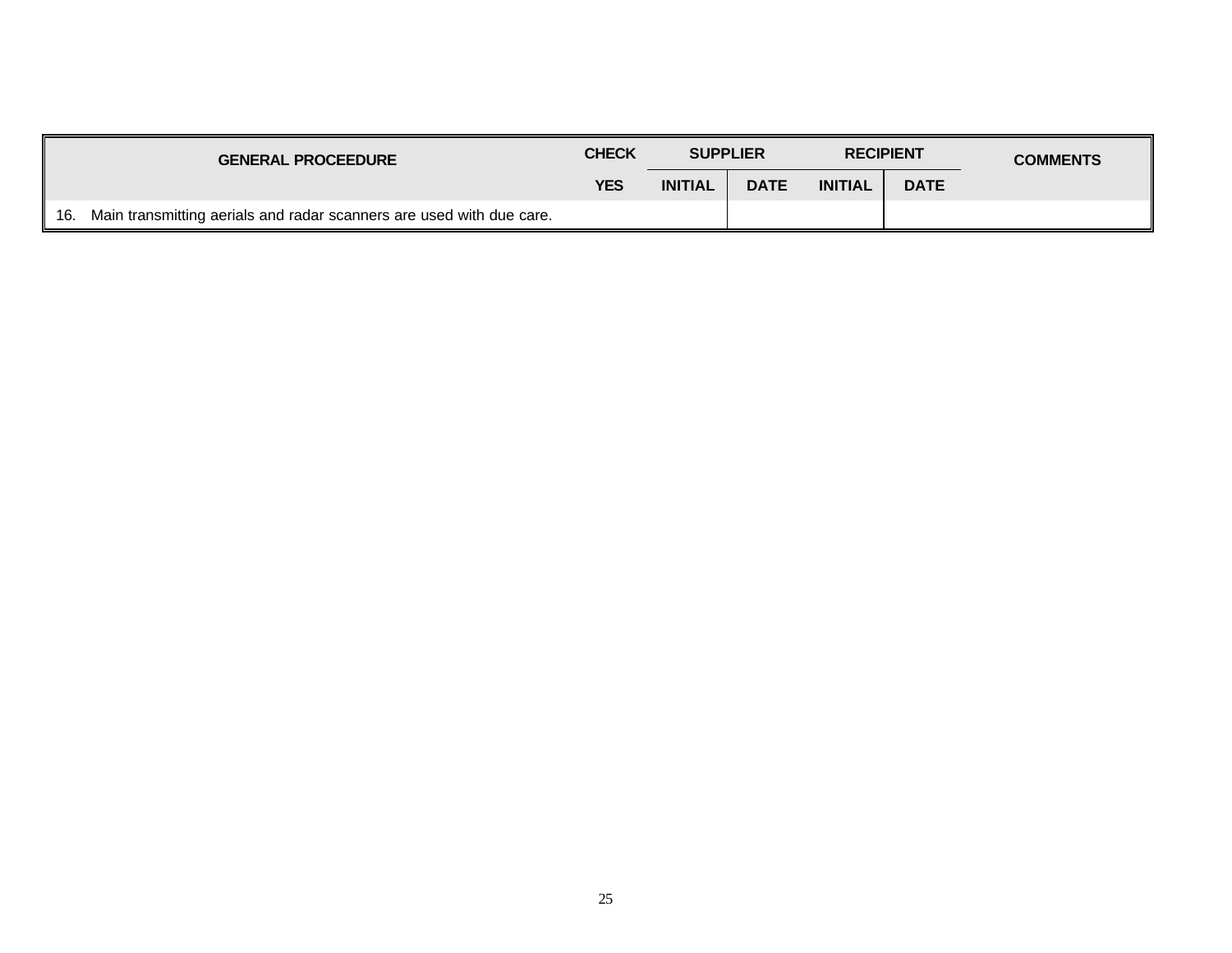| GENERAL PROCEEDURE | CHECK | SUPPLIER | | RECIPIENT | | COMMENTS |
|---|---|---|---|---|---|---|
| | YES | INITIAL | DATE | INITIAL | DATE | |
| 16. Main transmitting aerials and radar scanners are used with due care. | | | | | | |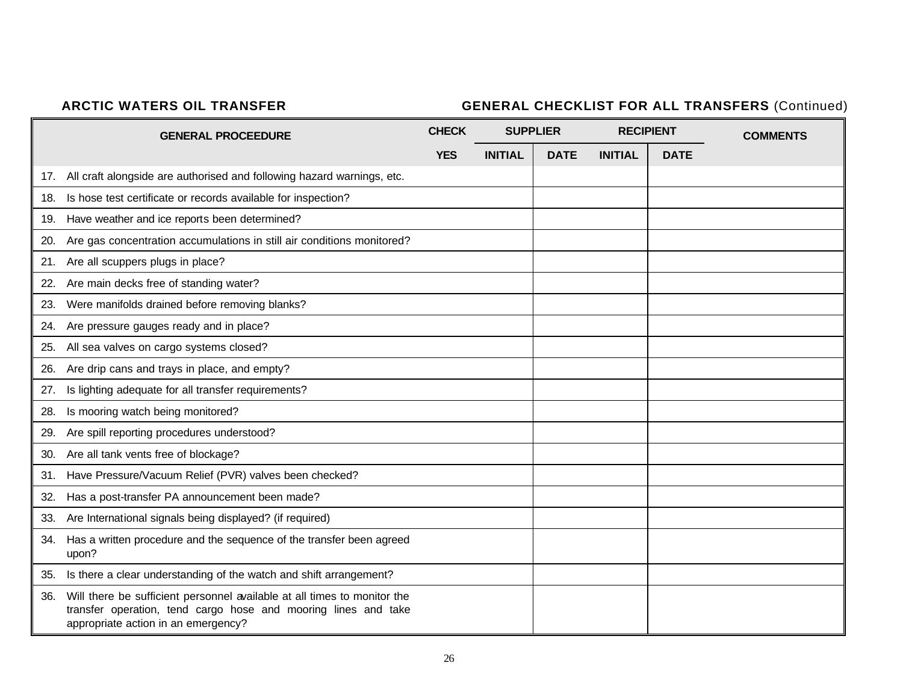**ARCTIC WATERS OIL TRANSFER** **GENERAL CHECKLIST FOR ALL TRANSFERS** (Continued)

| GENERAL PROCEEDURE | CHECK | SUPPLIER | | RECIPIENT | | COMMENTS |
|---|---|---|---|---|---|---|
| | YES | INITIAL | DATE | INITIAL | DATE | |
| 17. All craft alongside are authorised and following hazard warnings, etc. | | | | | | |
| 18. Is hose test certificate or records available for inspection? | | | | | | |
| 19. Have weather and ice reports been determined? | | | | | | |
| 20. Are gas concentration accumulations in still air conditions monitored? | | | | | | |
| 21. Are all scuppers plugs in place? | | | | | | |
| 22. Are main decks free of standing water? | | | | | | |
| 23. Were manifolds drained before removing blanks? | | | | | | |
| 24. Are pressure gauges ready and in place? | | | | | | |
| 25. All sea valves on cargo systems closed? | | | | | | |
| 26. Are drip cans and trays in place, and empty? | | | | | | |
| 27. Is lighting adequate for all transfer requirements? | | | | | | |
| 28. Is mooring watch being monitored? | | | | | | |
| 29. Are spill reporting procedures understood? | | | | | | |
| 30. Are all tank vents free of blockage? | | | | | | |
| 31. Have Pressure/Vacuum Relief (PVR) valves been checked? | | | | | | |
| 32. Has a post-transfer PA announcement been made? | | | | | | |
| 33. Are International signals being displayed? (if required) | | | | | | |
| 34. Has a written procedure and the sequence of the transfer been agreed upon? | | | | | | |
| 35. Is there a clear understanding of the watch and shift arrangement? | | | | | | |
| 36. Will there be sufficient personnel available at all times to monitor the transfer operation, tend cargo hose and mooring lines and take appropriate action in an emergency? | | | | | | |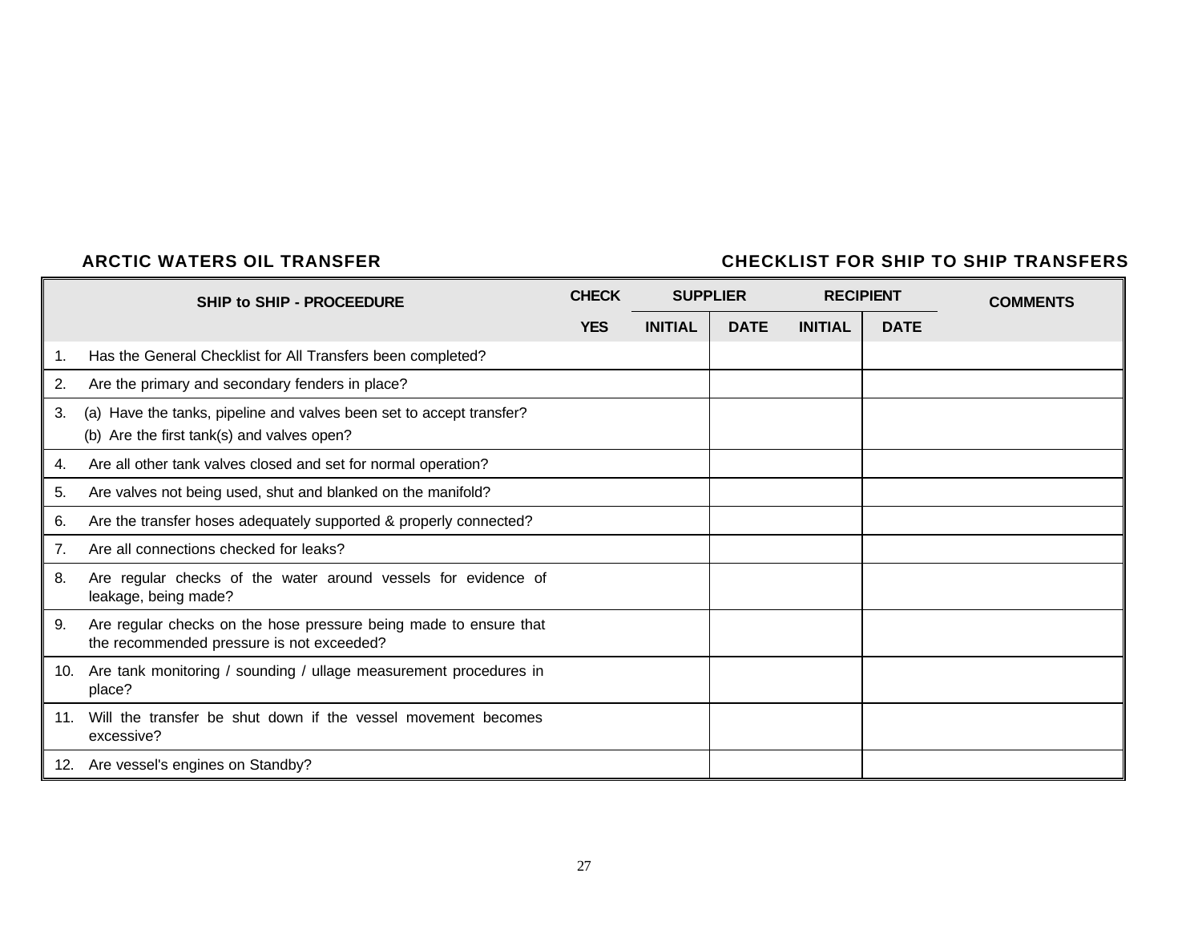**ARCTIC WATERS OIL TRANSFER** **CHECKLIST FOR SHIP TO SHIP TRANSFERS**

| SHIP to SHIP - PROCEEDURE | CHECK | SUPPLIER | | RECIPIENT | | COMMENTS |
|---|---|---|---|---|---|---|
| | YES | INITIAL | DATE | INITIAL | DATE | |
| 1. Has the General Checklist for All Transfers been completed? | | | | | | |
| 2. Are the primary and secondary fenders in place? | | | | | | |
| 3. (a) Have the tanks, pipeline and valves been set to accept transfer? (b) Are the first tank(s) and valves open? | | | | | | |
| 4. Are all other tank valves closed and set for normal operation? | | | | | | |
| 5. Are valves not being used, shut and blanked on the manifold? | | | | | | |
| 6. Are the transfer hoses adequately supported & properly connected? | | | | | | |
| 7. Are all connections checked for leaks? | | | | | | |
| 8. Are regular checks of the water around vessels for evidence of leakage, being made? | | | | | | |
| 9. Are regular checks on the hose pressure being made to ensure that the recommended pressure is not exceeded? | | | | | | |
| 10. Are tank monitoring / sounding / ullage measurement procedures in place? | | | | | | |
| 11. Will the transfer be shut down if the vessel movement becomes excessive? | | | | | | |
| 12. Are vessel's engines on Standby? | | | | | | |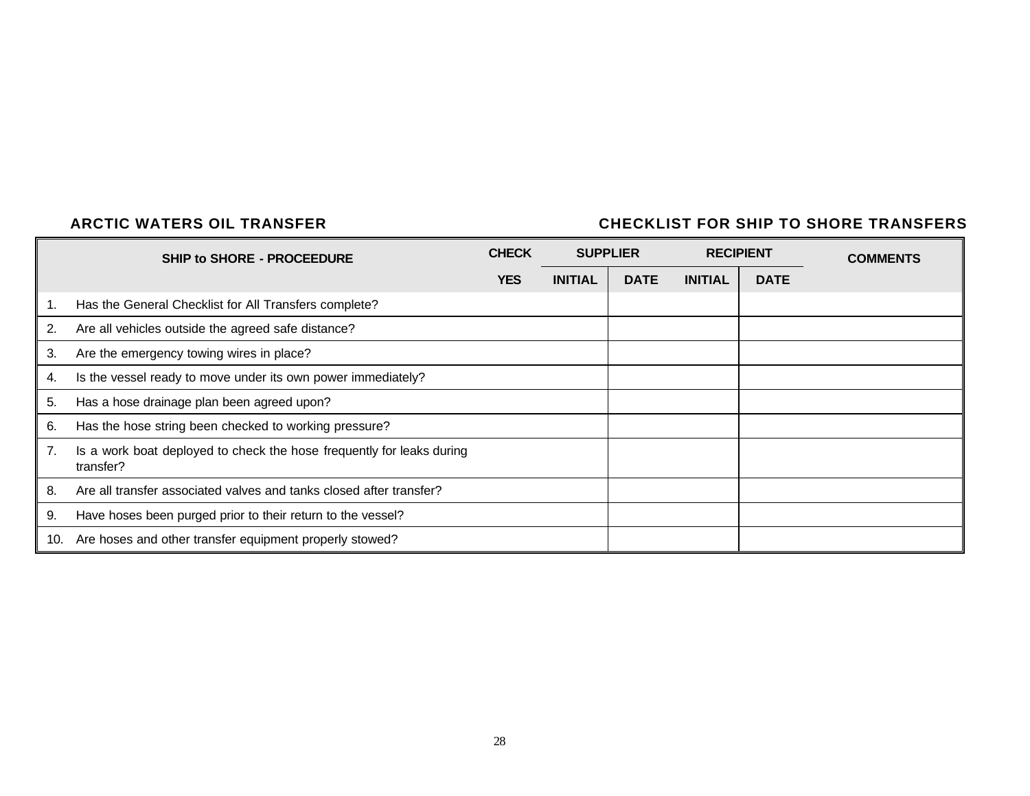**ARCTIC WATERS OIL TRANSFER** **CHECKLIST FOR SHIP TO SHORE TRANSFERS**

| SHIP to SHORE - PROCEEDURE | CHECK | SUPPLIER | | RECIPIENT | | COMMENTS |
|---|---|---|---|---|---|---|
| | YES | INITIAL | DATE | INITIAL | DATE | |
| 1. Has the General Checklist for All Transfers complete? | | | | | | |
| 2. Are all vehicles outside the agreed safe distance? | | | | | | |
| 3. Are the emergency towing wires in place? | | | | | | |
| 4. Is the vessel ready to move under its own power immediately? | | | | | | |
| 5. Has a hose drainage plan been agreed upon? | | | | | | |
| 6. Has the hose string been checked to working pressure? | | | | | | |
| 7. Is a work boat deployed to check the hose frequently for leaks during transfer? | | | | | | |
| 8. Are all transfer associated valves and tanks closed after transfer? | | | | | | |
| 9. Have hoses been purged prior to their return to the vessel? | | | | | | |
| 10. Are hoses and other transfer equipment properly stowed? | | | | | | |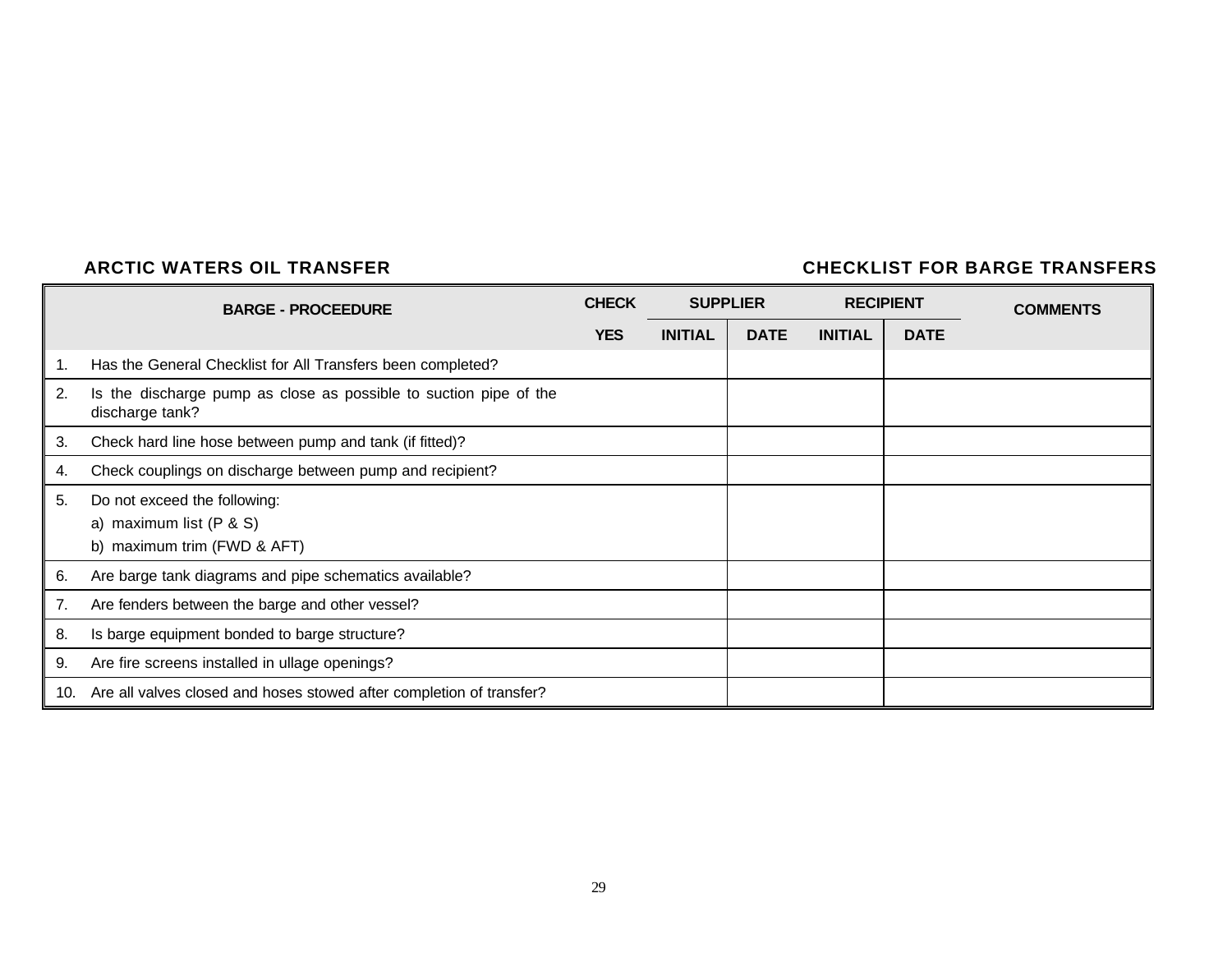**ARCTIC WATERS OIL TRANSFER** **CHECKLIST FOR BARGE TRANSFERS**

| BARGE - PROCEEDURE | CHECK | SUPPLIER | | RECIPIENT | | COMMENTS |
|---|---|---|---|---|---|---|
| | YES | INITIAL | DATE | INITIAL | DATE | |
| 1. Has the General Checklist for All Transfers been completed? | | | | | | |
| 2. Is the discharge pump as close as possible to suction pipe of the discharge tank? | | | | | | |
| 3. Check hard line hose between pump and tank (if fitted)? | | | | | | |
| 4. Check couplings on discharge between pump and recipient? | | | | | | |
| 5. Do not exceed the following:<br>a) maximum list (P & S)<br>b) maximum trim (FWD & AFT) | | | | | | |
| 6. Are barge tank diagrams and pipe schematics available? | | | | | | |
| 7. Are fenders between the barge and other vessel? | | | | | | |
| 8. Is barge equipment bonded to barge structure? | | | | | | |
| 9. Are fire screens installed in ullage openings? | | | | | | |
| 10. Are all valves closed and hoses stowed after completion of transfer? | | | | | | |